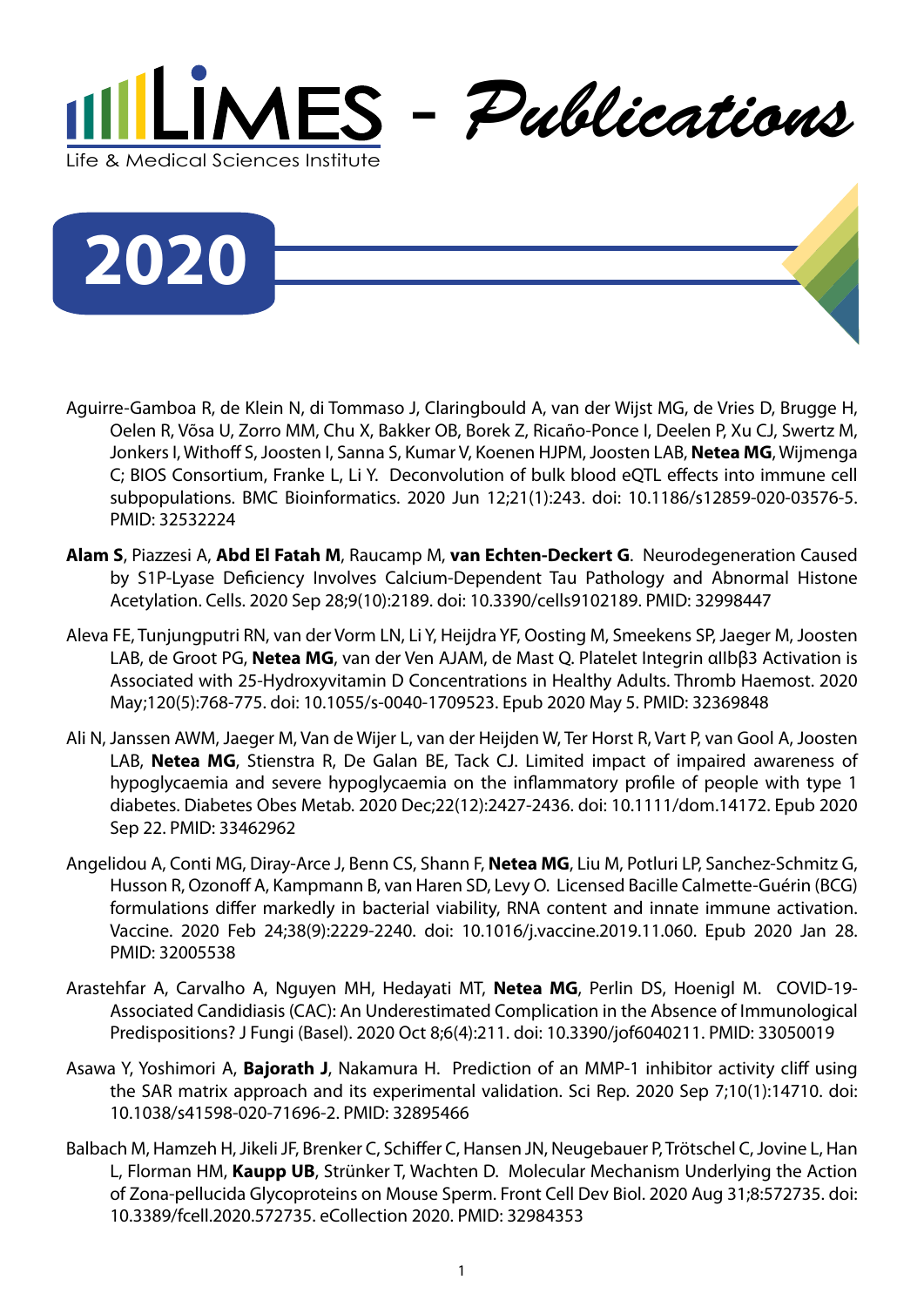# LiMES - Publications

Life & Medical Sciences Institute

## 2020

Aguirre-Gamboa R, de Klein N, di Tommaso J, Claringbould A, van der Wijst MG, de Vries D, Brugge H, Oelen R, Võsa U, Zorro MM, Chu X, Bakker OB, Borek Z, Ricaño-Ponce I, Deelen P, Xu CJ, Swertz M, Jonkers I, Withoff S, Joosten I, Sanna S, Kumar V, Koenen HJPM, Joosten LAB, **Netea MG**, Wijmenga C; BIOS Consortium, Franke L, Li Y. Deconvolution of bulk blood eQTL effects into immune cell subpopulations. BMC Bioinformatics. 2020 Jun 12;21(1):243. doi: 10.1186/s12859-020-03576-5. PMID: 32532224

**Alam S**, Piazzesi A, **Abd El Fatah M**, Raucamp M, **van Echten-Deckert G**. Neurodegeneration Caused by S1P-Lyase Deficiency Involves Calcium-Dependent Tau Pathology and Abnormal Histone Acetylation. Cells. 2020 Sep 28;9(10):2189. doi: 10.3390/cells9102189. PMID: 32998447

Aleva FE, Tunjungputri RN, van der Vorm LN, Li Y, Heijdra YF, Oosting M, Smeekens SP, Jaeger M, Joosten LAB, de Groot PG, **Netea MG**, van der Ven AJAM, de Mast Q. Platelet Integrin αIIbβ3 Activation is Associated with 25-Hydroxyvitamin D Concentrations in Healthy Adults. Thromb Haemost. 2020 May;120(5):768-775. doi: 10.1055/s-0040-1709523. Epub 2020 May 5. PMID: 32369848

Ali N, Janssen AWM, Jaeger M, Van de Wijer L, van der Heijden W, Ter Horst R, Vart P, van Gool A, Joosten LAB, **Netea MG**, Stienstra R, De Galan BE, Tack CJ. Limited impact of impaired awareness of hypoglycaemia and severe hypoglycaemia on the inflammatory profile of people with type 1 diabetes. Diabetes Obes Metab. 2020 Dec;22(12):2427-2436. doi: 10.1111/dom.14172. Epub 2020 Sep 22. PMID: 33462962

Angelidou A, Conti MG, Diray-Arce J, Benn CS, Shann F, **Netea MG**, Liu M, Potluri LP, Sanchez-Schmitz G, Husson R, Ozonoff A, Kampmann B, van Haren SD, Levy O. Licensed Bacille Calmette-Guérin (BCG) formulations differ markedly in bacterial viability, RNA content and innate immune activation. Vaccine. 2020 Feb 24;38(9):2229-2240. doi: 10.1016/j.vaccine.2019.11.060. Epub 2020 Jan 28. PMID: 32005538

Arastehfar A, Carvalho A, Nguyen MH, Hedayati MT, **Netea MG**, Perlin DS, Hoenigl M. COVID-19-Associated Candidiasis (CAC): An Underestimated Complication in the Absence of Immunological Predispositions? J Fungi (Basel). 2020 Oct 8;6(4):211. doi: 10.3390/jof6040211. PMID: 33050019

Asawa Y, Yoshimori A, **Bajorath J**, Nakamura H. Prediction of an MMP-1 inhibitor activity cliff using the SAR matrix approach and its experimental validation. Sci Rep. 2020 Sep 7;10(1):14710. doi: 10.1038/s41598-020-71696-2. PMID: 32895466

Balbach M, Hamzeh H, Jikeli JF, Brenker C, Schiffer C, Hansen JN, Neugebauer P, Trötschel C, Jovine L, Han L, Florman HM, **Kaupp UB**, Strünker T, Wachten D. Molecular Mechanism Underlying the Action of Zona-pellucida Glycoproteins on Mouse Sperm. Front Cell Dev Biol. 2020 Aug 31;8:572735. doi: 10.3389/fcell.2020.572735. eCollection 2020. PMID: 32984353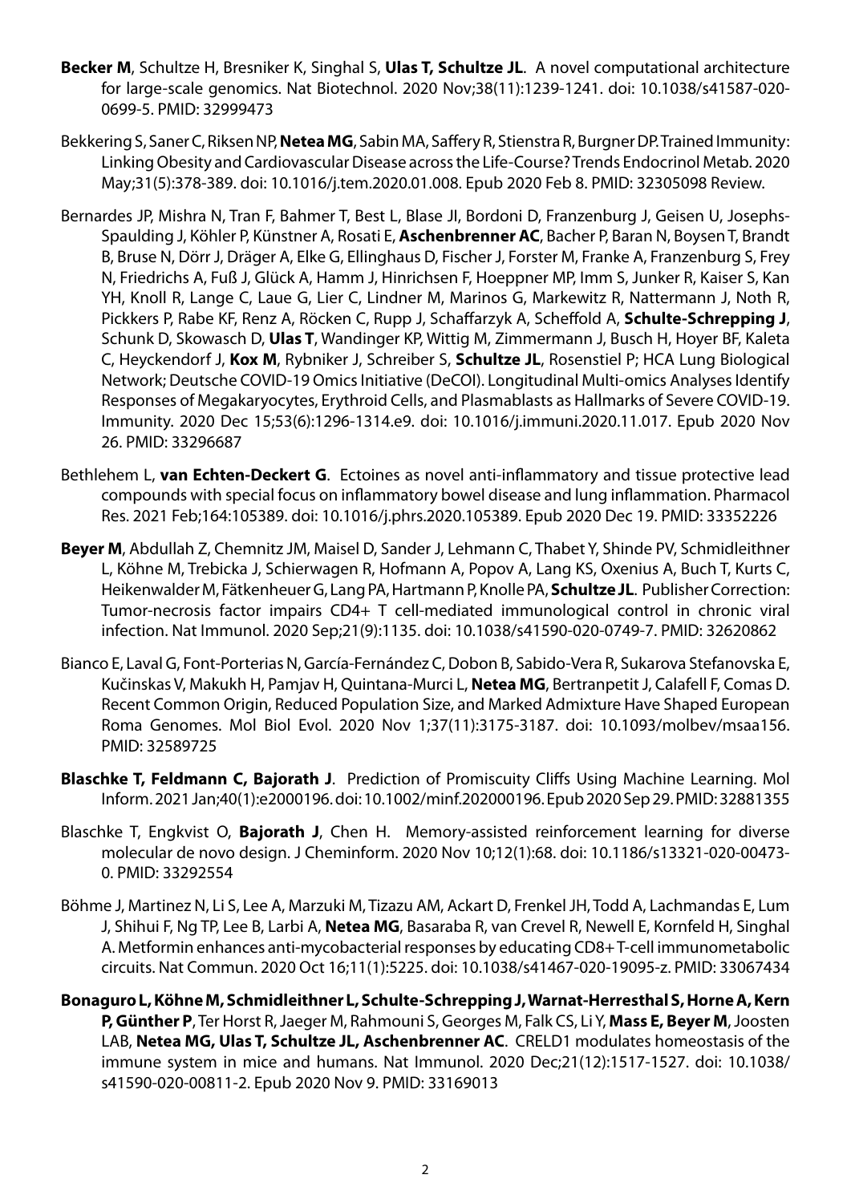**Becker M**, Schultze H, Bresniker K, Singhal S, **Ulas T, Schultze JL**. A novel computational architecture for large-scale genomics. Nat Biotechnol. 2020 Nov;38(11):1239-1241. doi: 10.1038/s41587-020-0699-5. PMID: 32999473

Bekkering S, Saner C, Riksen NP, **Netea MG**, Sabin MA, Saffery R, Stienstra R, Burgner DP. Trained Immunity: Linking Obesity and Cardiovascular Disease across the Life-Course? Trends Endocrinol Metab. 2020 May;31(5):378-389. doi: 10.1016/j.tem.2020.01.008. Epub 2020 Feb 8. PMID: 32305098 Review.

Bernardes JP, Mishra N, Tran F, Bahmer T, Best L, Blase JI, Bordoni D, Franzenburg J, Geisen U, Josephs-Spaulding J, Köhler P, Künstner A, Rosati E, **Aschenbrenner AC**, Bacher P, Baran N, Boysen T, Brandt B, Bruse N, Dörr J, Dräger A, Elke G, Ellinghaus D, Fischer J, Forster M, Franke A, Franzenburg S, Frey N, Friedrichs A, Fuß J, Glück A, Hamm J, Hinrichsen F, Hoeppner MP, Imm S, Junker R, Kaiser S, Kan YH, Knoll R, Lange C, Laue G, Lier C, Lindner M, Marinos G, Markewitz R, Nattermann J, Noth R, Pickkers P, Rabe KF, Renz A, Röcken C, Rupp J, Schaffarzyk A, Scheffold A, **Schulte-Schrepping J**, Schunk D, Skowasch D, **Ulas T**, Wandinger KP, Wittig M, Zimmermann J, Busch H, Hoyer BF, Kaleta C, Heyckendorf J, **Kox M**, Rybniker J, Schreiber S, **Schultze JL**, Rosenstiel P; HCA Lung Biological Network; Deutsche COVID-19 Omics Initiative (DeCOI). Longitudinal Multi-omics Analyses Identify Responses of Megakaryocytes, Erythroid Cells, and Plasmablasts as Hallmarks of Severe COVID-19. Immunity. 2020 Dec 15;53(6):1296-1314.e9. doi: 10.1016/j.immuni.2020.11.017. Epub 2020 Nov 26. PMID: 33296687

Bethlehem L, **van Echten-Deckert G**. Ectoines as novel anti-inflammatory and tissue protective lead compounds with special focus on inflammatory bowel disease and lung inflammation. Pharmacol Res. 2021 Feb;164:105389. doi: 10.1016/j.phrs.2020.105389. Epub 2020 Dec 19. PMID: 33352226

**Beyer M**, Abdullah Z, Chemnitz JM, Maisel D, Sander J, Lehmann C, Thabet Y, Shinde PV, Schmidleithner L, Köhne M, Trebicka J, Schierwagen R, Hofmann A, Popov A, Lang KS, Oxenius A, Buch T, Kurts C, Heikenwalder M, Fätkenheuer G, Lang PA, Hartmann P, Knolle PA, **Schultze JL**. Publisher Correction: Tumor-necrosis factor impairs CD4+ T cell-mediated immunological control in chronic viral infection. Nat Immunol. 2020 Sep;21(9):1135. doi: 10.1038/s41590-020-0749-7. PMID: 32620862

Bianco E, Laval G, Font-Porterias N, García-Fernández C, Dobon B, Sabido-Vera R, Sukarova Stefanovska E, Kučinskas V, Makukh H, Pamjav H, Quintana-Murci L, **Netea MG**, Bertranpetit J, Calafell F, Comas D. Recent Common Origin, Reduced Population Size, and Marked Admixture Have Shaped European Roma Genomes. Mol Biol Evol. 2020 Nov 1;37(11):3175-3187. doi: 10.1093/molbev/msaa156. PMID: 32589725

**Blaschke T, Feldmann C, Bajorath J**. Prediction of Promiscuity Cliffs Using Machine Learning. Mol Inform. 2021 Jan;40(1):e2000196. doi: 10.1002/minf.202000196. Epub 2020 Sep 29. PMID: 32881355

Blaschke T, Engkvist O, **Bajorath J**, Chen H. Memory-assisted reinforcement learning for diverse molecular de novo design. J Cheminform. 2020 Nov 10;12(1):68. doi: 10.1186/s13321-020-00473-0. PMID: 33292554

Böhme J, Martinez N, Li S, Lee A, Marzuki M, Tizazu AM, Ackart D, Frenkel JH, Todd A, Lachmandas E, Lum J, Shihui F, Ng TP, Lee B, Larbi A, **Netea MG**, Basaraba R, van Crevel R, Newell E, Kornfeld H, Singhal A. Metformin enhances anti-mycobacterial responses by educating CD8+ T-cell immunometabolic circuits. Nat Commun. 2020 Oct 16;11(1):5225. doi: 10.1038/s41467-020-19095-z. PMID: 33067434

**Bonaguro L, Köhne M, Schmidleithner L, Schulte-Schrepping J, Warnat-Herresthal S, Horne A, Kern P, Günther P**, Ter Horst R, Jaeger M, Rahmouni S, Georges M, Falk CS, Li Y, **Mass E, Beyer M**, Joosten LAB, **Netea MG, Ulas T, Schultze JL, Aschenbrenner AC**. CRELD1 modulates homeostasis of the immune system in mice and humans. Nat Immunol. 2020 Dec;21(12):1517-1527. doi: 10.1038/s41590-020-00811-2. Epub 2020 Nov 9. PMID: 33169013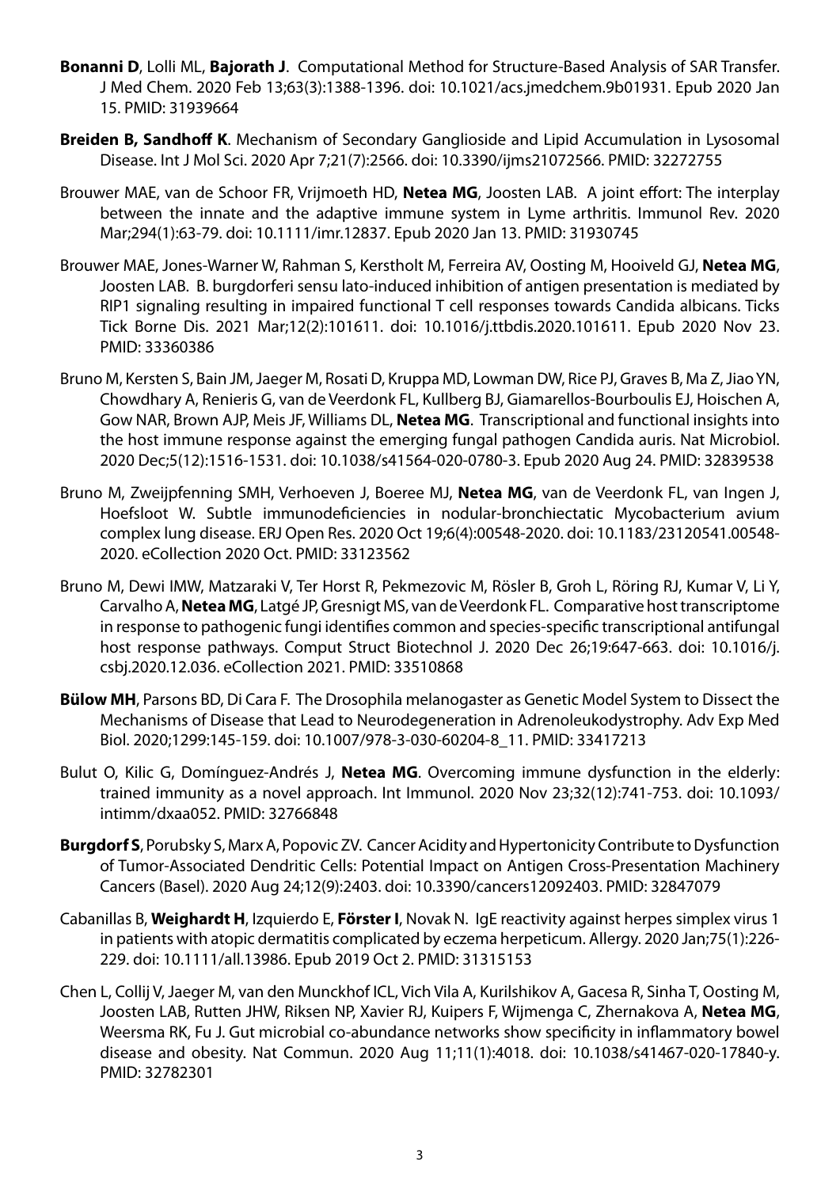**Bonanni D**, Lolli ML, **Bajorath J**. Computational Method for Structure-Based Analysis of SAR Transfer. J Med Chem. 2020 Feb 13;63(3):1388-1396. doi: 10.1021/acs.jmedchem.9b01931. Epub 2020 Jan 15. PMID: 31939664

**Breiden B, Sandhoff K**. Mechanism of Secondary Ganglioside and Lipid Accumulation in Lysosomal Disease. Int J Mol Sci. 2020 Apr 7;21(7):2566. doi: 10.3390/ijms21072566. PMID: 32272755

Brouwer MAE, van de Schoor FR, Vrijmoeth HD, **Netea MG**, Joosten LAB. A joint effort: The interplay between the innate and the adaptive immune system in Lyme arthritis. Immunol Rev. 2020 Mar;294(1):63-79. doi: 10.1111/imr.12837. Epub 2020 Jan 13. PMID: 31930745

Brouwer MAE, Jones-Warner W, Rahman S, Kerstholt M, Ferreira AV, Oosting M, Hooiveld GJ, **Netea MG**, Joosten LAB. B. burgdorferi sensu lato-induced inhibition of antigen presentation is mediated by RIP1 signaling resulting in impaired functional T cell responses towards Candida albicans. Ticks Tick Borne Dis. 2021 Mar;12(2):101611. doi: 10.1016/j.ttbdis.2020.101611. Epub 2020 Nov 23. PMID: 33360386

Bruno M, Kersten S, Bain JM, Jaeger M, Rosati D, Kruppa MD, Lowman DW, Rice PJ, Graves B, Ma Z, Jiao YN, Chowdhary A, Renieris G, van de Veerdonk FL, Kullberg BJ, Giamarellos-Bourboulis EJ, Hoischen A, Gow NAR, Brown AJP, Meis JF, Williams DL, **Netea MG**. Transcriptional and functional insights into the host immune response against the emerging fungal pathogen Candida auris. Nat Microbiol. 2020 Dec;5(12):1516-1531. doi: 10.1038/s41564-020-0780-3. Epub 2020 Aug 24. PMID: 32839538

Bruno M, Zweijpfenning SMH, Verhoeven J, Boeree MJ, **Netea MG**, van de Veerdonk FL, van Ingen J, Hoefsloot W. Subtle immunodeficiencies in nodular-bronchiectatic Mycobacterium avium complex lung disease. ERJ Open Res. 2020 Oct 19;6(4):00548-2020. doi: 10.1183/23120541.00548-2020. eCollection 2020 Oct. PMID: 33123562

Bruno M, Dewi IMW, Matzaraki V, Ter Horst R, Pekmezovic M, Rösler B, Groh L, Röring RJ, Kumar V, Li Y, Carvalho A, **Netea MG**, Latgé JP, Gresnigt MS, van de Veerdonk FL. Comparative host transcriptome in response to pathogenic fungi identifies common and species-specific transcriptional antifungal host response pathways. Comput Struct Biotechnol J. 2020 Dec 26;19:647-663. doi: 10.1016/j.csbj.2020.12.036. eCollection 2021. PMID: 33510868

**Bülow MH**, Parsons BD, Di Cara F. The Drosophila melanogaster as Genetic Model System to Dissect the Mechanisms of Disease that Lead to Neurodegeneration in Adrenoleukodystrophy. Adv Exp Med Biol. 2020;1299:145-159. doi: 10.1007/978-3-030-60204-8_11. PMID: 33417213

Bulut O, Kilic G, Domínguez-Andrés J, **Netea MG**. Overcoming immune dysfunction in the elderly: trained immunity as a novel approach. Int Immunol. 2020 Nov 23;32(12):741-753. doi: 10.1093/intimm/dxaa052. PMID: 32766848

**Burgdorf S**, Porubsky S, Marx A, Popovic ZV. Cancer Acidity and Hypertonicity Contribute to Dysfunction of Tumor-Associated Dendritic Cells: Potential Impact on Antigen Cross-Presentation Machinery Cancers (Basel). 2020 Aug 24;12(9):2403. doi: 10.3390/cancers12092403. PMID: 32847079

Cabanillas B, **Weighardt H**, Izquierdo E, **Förster I**, Novak N. IgE reactivity against herpes simplex virus 1 in patients with atopic dermatitis complicated by eczema herpeticum. Allergy. 2020 Jan;75(1):226-229. doi: 10.1111/all.13986. Epub 2019 Oct 2. PMID: 31315153

Chen L, Collij V, Jaeger M, van den Munckhof ICL, Vich Vila A, Kurilshikov A, Gacesa R, Sinha T, Oosting M, Joosten LAB, Rutten JHW, Riksen NP, Xavier RJ, Kuipers F, Wijmenga C, Zhernakova A, **Netea MG**, Weersma RK, Fu J. Gut microbial co-abundance networks show specificity in inflammatory bowel disease and obesity. Nat Commun. 2020 Aug 11;11(1):4018. doi: 10.1038/s41467-020-17840-y. PMID: 32782301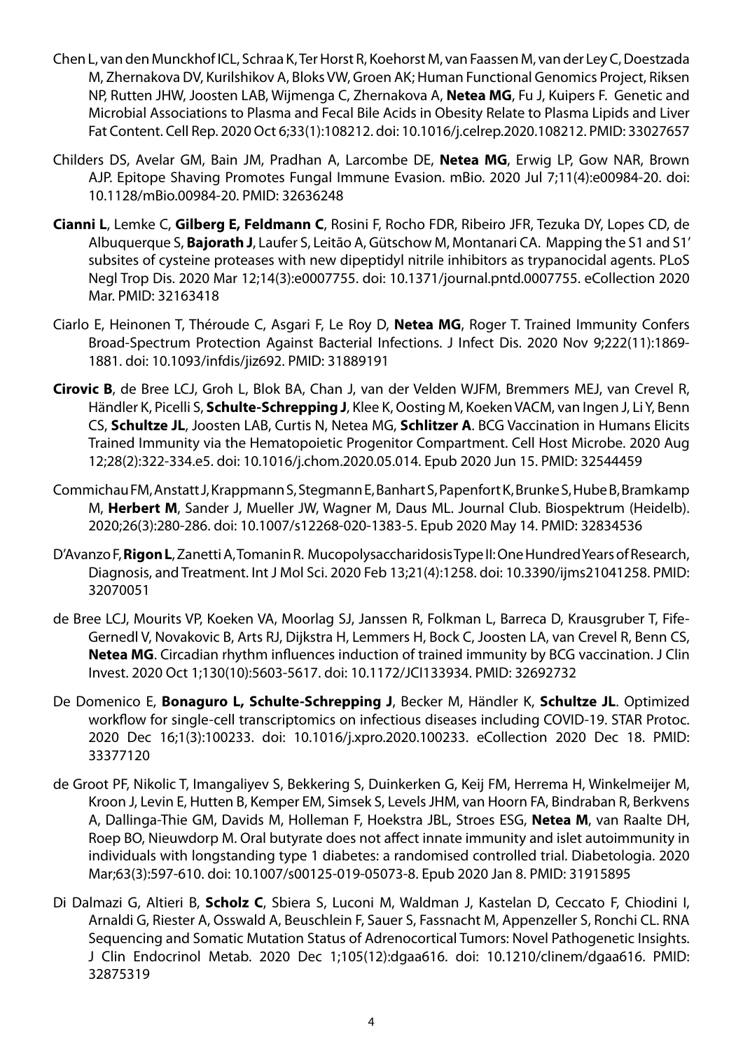Chen L, van den Munckhof ICL, Schraa K, Ter Horst R, Koehorst M, van Faassen M, van der Ley C, Doestzada M, Zhernakova DV, Kurilshikov A, Bloks VW, Groen AK; Human Functional Genomics Project, Riksen NP, Rutten JHW, Joosten LAB, Wijmenga C, Zhernakova A, **Netea MG**, Fu J, Kuipers F. Genetic and Microbial Associations to Plasma and Fecal Bile Acids in Obesity Relate to Plasma Lipids and Liver Fat Content. Cell Rep. 2020 Oct 6;33(1):108212. doi: 10.1016/j.celrep.2020.108212. PMID: 33027657

Childers DS, Avelar GM, Bain JM, Pradhan A, Larcombe DE, **Netea MG**, Erwig LP, Gow NAR, Brown AJP. Epitope Shaving Promotes Fungal Immune Evasion. mBio. 2020 Jul 7;11(4):e00984-20. doi: 10.1128/mBio.00984-20. PMID: 32636248

**Cianni L**, Lemke C, **Gilberg E, Feldmann C**, Rosini F, Rocho FDR, Ribeiro JFR, Tezuka DY, Lopes CD, de Albuquerque S, **Bajorath J**, Laufer S, Leitão A, Gütschow M, Montanari CA. Mapping the S1 and S1' subsites of cysteine proteases with new dipeptidyl nitrile inhibitors as trypanocidal agents. PLoS Negl Trop Dis. 2020 Mar 12;14(3):e0007755. doi: 10.1371/journal.pntd.0007755. eCollection 2020 Mar. PMID: 32163418

Ciarlo E, Heinonen T, Théroude C, Asgari F, Le Roy D, **Netea MG**, Roger T. Trained Immunity Confers Broad-Spectrum Protection Against Bacterial Infections. J Infect Dis. 2020 Nov 9;222(11):1869-1881. doi: 10.1093/infdis/jiz692. PMID: 31889191

**Cirovic B**, de Bree LCJ, Groh L, Blok BA, Chan J, van der Velden WJFM, Bremmers MEJ, van Crevel R, Händler K, Picelli S, **Schulte-Schrepping J**, Klee K, Oosting M, Koeken VACM, van Ingen J, Li Y, Benn CS, **Schultze JL**, Joosten LAB, Curtis N, Netea MG, **Schlitzer A**. BCG Vaccination in Humans Elicits Trained Immunity via the Hematopoietic Progenitor Compartment. Cell Host Microbe. 2020 Aug 12;28(2):322-334.e5. doi: 10.1016/j.chom.2020.05.014. Epub 2020 Jun 15. PMID: 32544459

Commichau FM, Anstatt J, Krappmann S, Stegmann E, Banhart S, Papenfort K, Brunke S, Hube B, Bramkamp M, **Herbert M**, Sander J, Mueller JW, Wagner M, Daus ML. Journal Club. Biospektrum (Heidelb). 2020;26(3):280-286. doi: 10.1007/s12268-020-1383-5. Epub 2020 May 14. PMID: 32834536

D'Avanzo F, **Rigon L**, Zanetti A, Tomanin R. Mucopolysaccharidosis Type II: One Hundred Years of Research, Diagnosis, and Treatment. Int J Mol Sci. 2020 Feb 13;21(4):1258. doi: 10.3390/ijms21041258. PMID: 32070051

de Bree LCJ, Mourits VP, Koeken VA, Moorlag SJ, Janssen R, Folkman L, Barreca D, Krausgruber T, Fife-Gernedl V, Novakovic B, Arts RJ, Dijkstra H, Lemmers H, Bock C, Joosten LA, van Crevel R, Benn CS, **Netea MG**. Circadian rhythm influences induction of trained immunity by BCG vaccination. J Clin Invest. 2020 Oct 1;130(10):5603-5617. doi: 10.1172/JCI133934. PMID: 32692732

De Domenico E, **Bonaguro L, Schulte-Schrepping J**, Becker M, Händler K, **Schultze JL**. Optimized workflow for single-cell transcriptomics on infectious diseases including COVID-19. STAR Protoc. 2020 Dec 16;1(3):100233. doi: 10.1016/j.xpro.2020.100233. eCollection 2020 Dec 18. PMID: 33377120

de Groot PF, Nikolic T, Imangaliyev S, Bekkering S, Duinkerken G, Keij FM, Herrema H, Winkelmeijer M, Kroon J, Levin E, Hutten B, Kemper EM, Simsek S, Levels JHM, van Hoorn FA, Bindraban R, Berkvens A, Dallinga-Thie GM, Davids M, Holleman F, Hoekstra JBL, Stroes ESG, **Netea M**, van Raalte DH, Roep BO, Nieuwdorp M. Oral butyrate does not affect innate immunity and islet autoimmunity in individuals with longstanding type 1 diabetes: a randomised controlled trial. Diabetologia. 2020 Mar;63(3):597-610. doi: 10.1007/s00125-019-05073-8. Epub 2020 Jan 8. PMID: 31915895

Di Dalmazi G, Altieri B, **Scholz C**, Sbiera S, Luconi M, Waldman J, Kastelan D, Ceccato F, Chiodini I, Arnaldi G, Riester A, Osswald A, Beuschlein F, Sauer S, Fassnacht M, Appenzeller S, Ronchi CL. RNA Sequencing and Somatic Mutation Status of Adrenocortical Tumors: Novel Pathogenetic Insights. J Clin Endocrinol Metab. 2020 Dec 1;105(12):dgaa616. doi: 10.1210/clinem/dgaa616. PMID: 32875319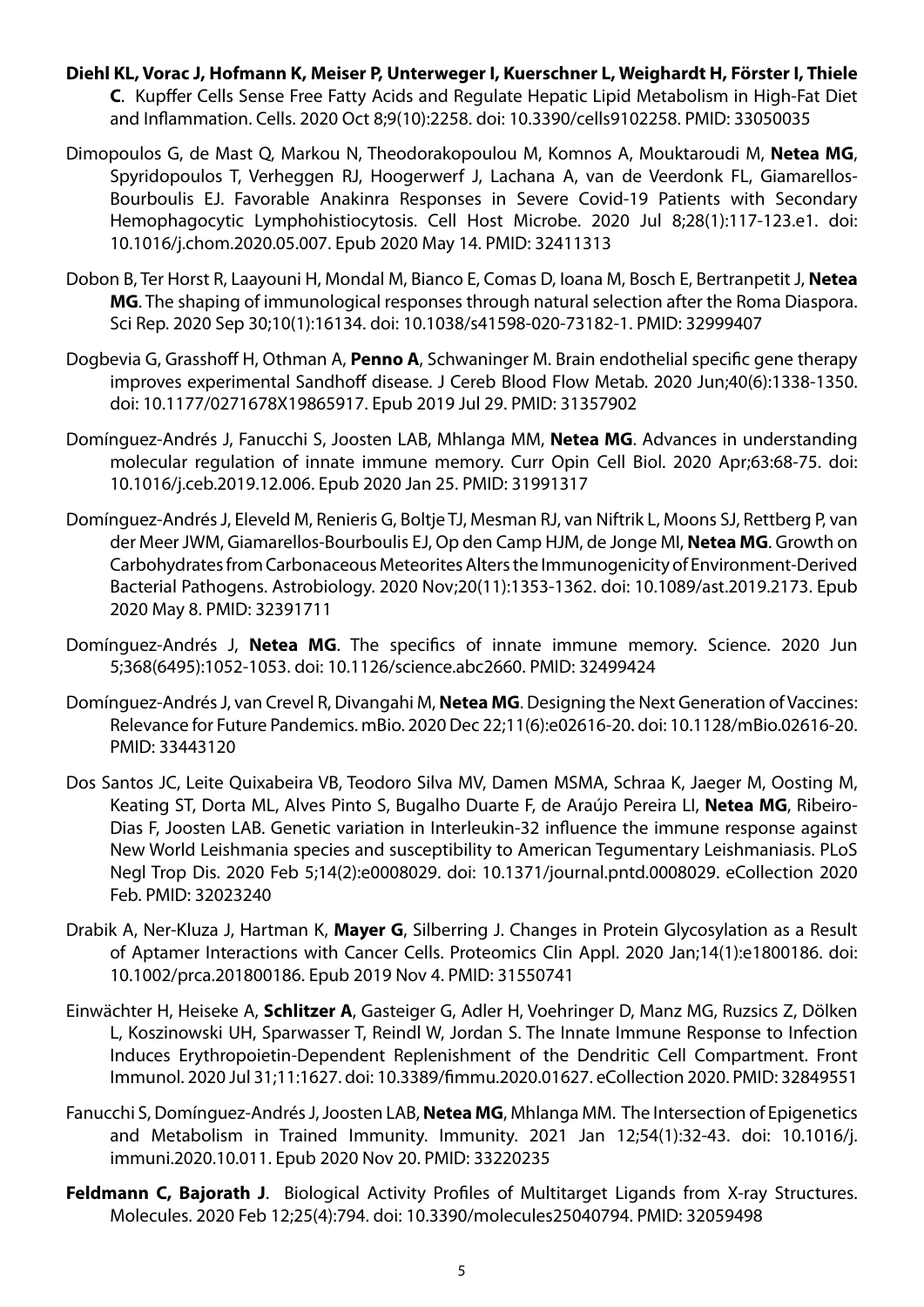**Diehl KL, Vorac J, Hofmann K, Meiser P, Unterweger I, Kuerschner L, Weighardt H, Förster I, Thiele C**. Kupffer Cells Sense Free Fatty Acids and Regulate Hepatic Lipid Metabolism in High-Fat Diet and Inflammation. Cells. 2020 Oct 8;9(10):2258. doi: 10.3390/cells9102258. PMID: 33050035

Dimopoulos G, de Mast Q, Markou N, Theodorakopoulou M, Komnos A, Mouktaroudi M, **Netea MG**, Spyridopoulos T, Verheggen RJ, Hoogerwerf J, Lachana A, van de Veerdonk FL, Giamarellos-Bourboulis EJ. Favorable Anakinra Responses in Severe Covid-19 Patients with Secondary Hemophagocytic Lymphohistiocytosis. Cell Host Microbe. 2020 Jul 8;28(1):117-123.e1. doi: 10.1016/j.chom.2020.05.007. Epub 2020 May 14. PMID: 32411313

Dobon B, Ter Horst R, Laayouni H, Mondal M, Bianco E, Comas D, Ioana M, Bosch E, Bertranpetit J, **Netea MG**. The shaping of immunological responses through natural selection after the Roma Diaspora. Sci Rep. 2020 Sep 30;10(1):16134. doi: 10.1038/s41598-020-73182-1. PMID: 32999407

Dogbevia G, Grasshoff H, Othman A, **Penno A**, Schwaninger M. Brain endothelial specific gene therapy improves experimental Sandhoff disease. J Cereb Blood Flow Metab. 2020 Jun;40(6):1338-1350. doi: 10.1177/0271678X19865917. Epub 2019 Jul 29. PMID: 31357902

Domínguez-Andrés J, Fanucchi S, Joosten LAB, Mhlanga MM, **Netea MG**. Advances in understanding molecular regulation of innate immune memory. Curr Opin Cell Biol. 2020 Apr;63:68-75. doi: 10.1016/j.ceb.2019.12.006. Epub 2020 Jan 25. PMID: 31991317

Domínguez-Andrés J, Eleveld M, Renieris G, Boltje TJ, Mesman RJ, van Niftrik L, Moons SJ, Rettberg P, van der Meer JWM, Giamarellos-Bourboulis EJ, Op den Camp HJM, de Jonge MI, **Netea MG**. Growth on Carbohydrates from Carbonaceous Meteorites Alters the Immunogenicity of Environment-Derived Bacterial Pathogens. Astrobiology. 2020 Nov;20(11):1353-1362. doi: 10.1089/ast.2019.2173. Epub 2020 May 8. PMID: 32391711

Domínguez-Andrés J, **Netea MG**. The specifics of innate immune memory. Science. 2020 Jun 5;368(6495):1052-1053. doi: 10.1126/science.abc2660. PMID: 32499424

Domínguez-Andrés J, van Crevel R, Divangahi M, **Netea MG**. Designing the Next Generation of Vaccines: Relevance for Future Pandemics. mBio. 2020 Dec 22;11(6):e02616-20. doi: 10.1128/mBio.02616-20. PMID: 33443120

Dos Santos JC, Leite Quixabeira VB, Teodoro Silva MV, Damen MSMA, Schraa K, Jaeger M, Oosting M, Keating ST, Dorta ML, Alves Pinto S, Bugalho Duarte F, de Araújo Pereira LI, **Netea MG**, Ribeiro-Dias F, Joosten LAB. Genetic variation in Interleukin-32 influence the immune response against New World Leishmania species and susceptibility to American Tegumentary Leishmaniasis. PLoS Negl Trop Dis. 2020 Feb 5;14(2):e0008029. doi: 10.1371/journal.pntd.0008029. eCollection 2020 Feb. PMID: 32023240

Drabik A, Ner-Kluza J, Hartman K, **Mayer G**, Silberring J. Changes in Protein Glycosylation as a Result of Aptamer Interactions with Cancer Cells. Proteomics Clin Appl. 2020 Jan;14(1):e1800186. doi: 10.1002/prca.201800186. Epub 2019 Nov 4. PMID: 31550741

Einwächter H, Heiseke A, **Schlitzer A**, Gasteiger G, Adler H, Voehringer D, Manz MG, Ruzsics Z, Dölken L, Koszinowski UH, Sparwasser T, Reindl W, Jordan S. The Innate Immune Response to Infection Induces Erythropoietin-Dependent Replenishment of the Dendritic Cell Compartment. Front Immunol. 2020 Jul 31;11:1627. doi: 10.3389/fimmu.2020.01627. eCollection 2020. PMID: 32849551

Fanucchi S, Domínguez-Andrés J, Joosten LAB, **Netea MG**, Mhlanga MM. The Intersection of Epigenetics and Metabolism in Trained Immunity. Immunity. 2021 Jan 12;54(1):32-43. doi: 10.1016/j.immuni.2020.10.011. Epub 2020 Nov 20. PMID: 33220235

**Feldmann C, Bajorath J**. Biological Activity Profiles of Multitarget Ligands from X-ray Structures. Molecules. 2020 Feb 12;25(4):794. doi: 10.3390/molecules25040794. PMID: 32059498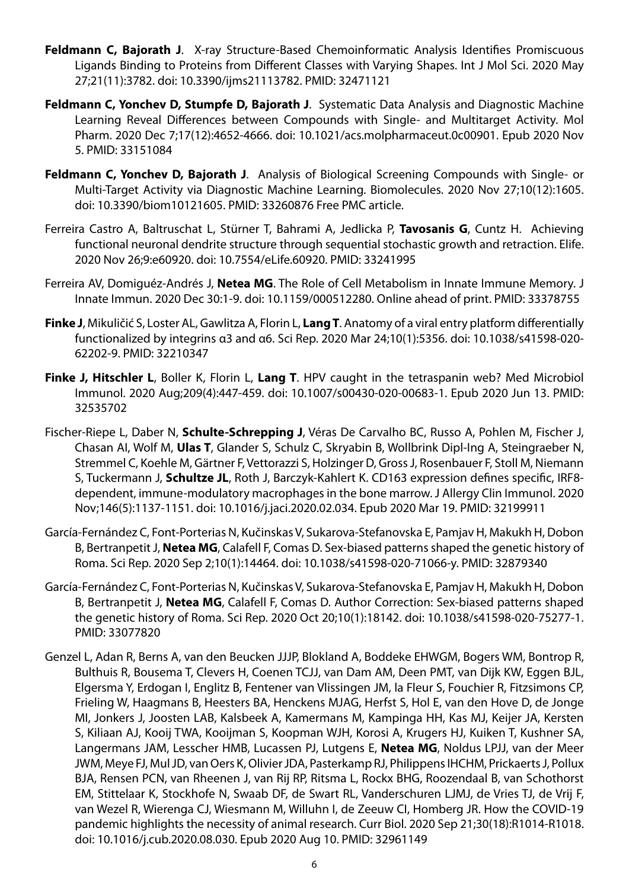**Feldmann C, Bajorath J**. X-ray Structure-Based Chemoinformatic Analysis Identifies Promiscuous Ligands Binding to Proteins from Different Classes with Varying Shapes. Int J Mol Sci. 2020 May 27;21(11):3782. doi: 10.3390/ijms21113782. PMID: 32471121

**Feldmann C, Yonchev D, Stumpfe D, Bajorath J**. Systematic Data Analysis and Diagnostic Machine Learning Reveal Differences between Compounds with Single- and Multitarget Activity. Mol Pharm. 2020 Dec 7;17(12):4652-4666. doi: 10.1021/acs.molpharmaceut.0c00901. Epub 2020 Nov 5. PMID: 33151084

**Feldmann C, Yonchev D, Bajorath J**. Analysis of Biological Screening Compounds with Single- or Multi-Target Activity via Diagnostic Machine Learning. Biomolecules. 2020 Nov 27;10(12):1605. doi: 10.3390/biom10121605. PMID: 33260876 Free PMC article.

Ferreira Castro A, Baltruschat L, Stürner T, Bahrami A, Jedlicka P, **Tavosanis G**, Cuntz H. Achieving functional neuronal dendrite structure through sequential stochastic growth and retraction. Elife. 2020 Nov 26;9:e60920. doi: 10.7554/eLife.60920. PMID: 33241995

Ferreira AV, Domiguéz-Andrés J, **Netea MG**. The Role of Cell Metabolism in Innate Immune Memory. J Innate Immun. 2020 Dec 30:1-9. doi: 10.1159/000512280. Online ahead of print. PMID: 33378755

**Finke J**, Mikuličić S, Loster AL, Gawlitza A, Florin L, **Lang T**. Anatomy of a viral entry platform differentially functionalized by integrins α3 and α6. Sci Rep. 2020 Mar 24;10(1):5356. doi: 10.1038/s41598-020-62202-9. PMID: 32210347

**Finke J, Hitschler L**, Boller K, Florin L, **Lang T**. HPV caught in the tetraspanin web? Med Microbiol Immunol. 2020 Aug;209(4):447-459. doi: 10.1007/s00430-020-00683-1. Epub 2020 Jun 13. PMID: 32535702

Fischer-Riepe L, Daber N, **Schulte-Schrepping J**, Véras De Carvalho BC, Russo A, Pohlen M, Fischer J, Chasan AI, Wolf M, **Ulas T**, Glander S, Schulz C, Skryabin B, Wollbrink Dipl-Ing A, Steingraeber N, Stremmel C, Koehle M, Gärtner F, Vettorazzi S, Holzinger D, Gross J, Rosenbauer F, Stoll M, Niemann S, Tuckermann J, **Schultze JL**, Roth J, Barczyk-Kahlert K. CD163 expression defines specific, IRF8-dependent, immune-modulatory macrophages in the bone marrow. J Allergy Clin Immunol. 2020 Nov;146(5):1137-1151. doi: 10.1016/j.jaci.2020.02.034. Epub 2020 Mar 19. PMID: 32199911

García-Fernández C, Font-Porterias N, Kučinskas V, Sukarova-Stefanovska E, Pamjav H, Makukh H, Dobon B, Bertranpetit J, **Netea MG**, Calafell F, Comas D. Sex-biased patterns shaped the genetic history of Roma. Sci Rep. 2020 Sep 2;10(1):14464. doi: 10.1038/s41598-020-71066-y. PMID: 32879340

García-Fernández C, Font-Porterias N, Kučinskas V, Sukarova-Stefanovska E, Pamjav H, Makukh H, Dobon B, Bertranpetit J, **Netea MG**, Calafell F, Comas D. Author Correction: Sex-biased patterns shaped the genetic history of Roma. Sci Rep. 2020 Oct 20;10(1):18142. doi: 10.1038/s41598-020-75277-1. PMID: 33077820

Genzel L, Adan R, Berns A, van den Beucken JJJP, Blokland A, Boddeke EHWGM, Bogers WM, Bontrop R, Bulthuis R, Bousema T, Clevers H, Coenen TCJJ, van Dam AM, Deen PMT, van Dijk KW, Eggen BJL, Elgersma Y, Erdogan I, Englitz B, Fentener van Vlissingen JM, la Fleur S, Fouchier R, Fitzsimons CP, Frieling W, Haagmans B, Heesters BA, Henckens MJAG, Herfst S, Hol E, van den Hove D, de Jonge MI, Jonkers J, Joosten LAB, Kalsbeek A, Kamermans M, Kampinga HH, Kas MJ, Keijer JA, Kersten S, Kiliaan AJ, Kooij TWA, Kooijman S, Koopman WJH, Korosi A, Krugers HJ, Kuiken T, Kushner SA, Langermans JAM, Lesscher HMB, Lucassen PJ, Lutgens E, **Netea MG**, Noldus LPJJ, van der Meer JWM, Meye FJ, Mul JD, van Oers K, Olivier JDA, Pasterkamp RJ, Philippens IHCHM, Prickaerts J, Pollux BJA, Rensen PCN, van Rheenen J, van Rij RP, Ritsma L, Rockx BHG, Roozendaal B, van Schothorst EM, Stittelaar K, Stockhofe N, Swaab DF, de Swart RL, Vanderschuren LJMJ, de Vries TJ, de Vrij F, van Wezel R, Wierenga CJ, Wiesmann M, Willuhn I, de Zeeuw CI, Homberg JR. How the COVID-19 pandemic highlights the necessity of animal research. Curr Biol. 2020 Sep 21;30(18):R1014-R1018. doi: 10.1016/j.cub.2020.08.030. Epub 2020 Aug 10. PMID: 32961149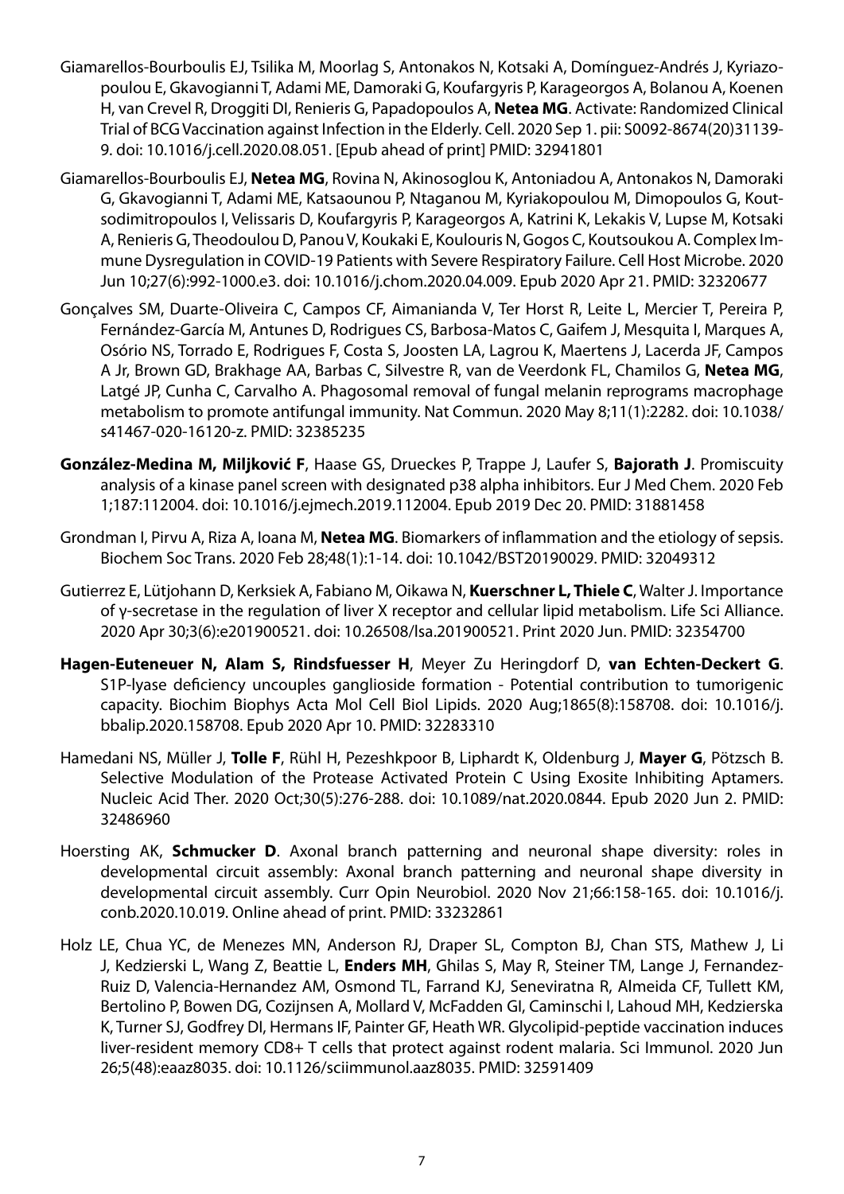Giamarellos-Bourboulis EJ, Tsilika M, Moorlag S, Antonakos N, Kotsaki A, Domínguez-Andrés J, Kyriazopoulou E, Gkavogianni T, Adami ME, Damoraki G, Koufargyris P, Karageorgos A, Bolanou A, Koenen H, van Crevel R, Droggiti DI, Renieris G, Papadopoulos A, **Netea MG**. Activate: Randomized Clinical Trial of BCG Vaccination against Infection in the Elderly. Cell. 2020 Sep 1. pii: S0092-8674(20)31139-9. doi: 10.1016/j.cell.2020.08.051. [Epub ahead of print] PMID: 32941801

Giamarellos-Bourboulis EJ, **Netea MG**, Rovina N, Akinosoglou K, Antoniadou A, Antonakos N, Damoraki G, Gkavogianni T, Adami ME, Katsaounou P, Ntaganou M, Kyriakopoulou M, Dimopoulos G, Koutsodimitropoulos I, Velissaris D, Koufargyris P, Karageorgos A, Katrini K, Lekakis V, Lupse M, Kotsaki A, Renieris G, Theodoulou D, Panou V, Koukaki E, Koulouris N, Gogos C, Koutsoukou A. Complex Immune Dysregulation in COVID-19 Patients with Severe Respiratory Failure. Cell Host Microbe. 2020 Jun 10;27(6):992-1000.e3. doi: 10.1016/j.chom.2020.04.009. Epub 2020 Apr 21. PMID: 32320677

Gonçalves SM, Duarte-Oliveira C, Campos CF, Aimanianda V, Ter Horst R, Leite L, Mercier T, Pereira P, Fernández-García M, Antunes D, Rodrigues CS, Barbosa-Matos C, Gaifem J, Mesquita I, Marques A, Osório NS, Torrado E, Rodrigues F, Costa S, Joosten LA, Lagrou K, Maertens J, Lacerda JF, Campos A Jr, Brown GD, Brakhage AA, Barbas C, Silvestre R, van de Veerdonk FL, Chamilos G, **Netea MG**, Latgé JP, Cunha C, Carvalho A. Phagosomal removal of fungal melanin reprograms macrophage metabolism to promote antifungal immunity. Nat Commun. 2020 May 8;11(1):2282. doi: 10.1038/s41467-020-16120-z. PMID: 32385235

**González-Medina M, Miljković F**, Haase GS, Drueckes P, Trappe J, Laufer S, **Bajorath J**. Promiscuity analysis of a kinase panel screen with designated p38 alpha inhibitors. Eur J Med Chem. 2020 Feb 1;187:112004. doi: 10.1016/j.ejmech.2019.112004. Epub 2019 Dec 20. PMID: 31881458

Grondman I, Pirvu A, Riza A, Ioana M, **Netea MG**. Biomarkers of inflammation and the etiology of sepsis. Biochem Soc Trans. 2020 Feb 28;48(1):1-14. doi: 10.1042/BST20190029. PMID: 32049312

Gutierrez E, Lütjohann D, Kerksiek A, Fabiano M, Oikawa N, **Kuerschner L, Thiele C**, Walter J. Importance of γ-secretase in the regulation of liver X receptor and cellular lipid metabolism. Life Sci Alliance. 2020 Apr 30;3(6):e201900521. doi: 10.26508/lsa.201900521. Print 2020 Jun. PMID: 32354700

**Hagen-Euteneuer N, Alam S, Rindsfuesser H**, Meyer Zu Heringdorf D, **van Echten-Deckert G**. S1P-lyase deficiency uncouples ganglioside formation - Potential contribution to tumorigenic capacity. Biochim Biophys Acta Mol Cell Biol Lipids. 2020 Aug;1865(8):158708. doi: 10.1016/j.bbalip.2020.158708. Epub 2020 Apr 10. PMID: 32283310

Hamedani NS, Müller J, **Tolle F**, Rühl H, Pezeshkpoor B, Liphardt K, Oldenburg J, **Mayer G**, Pötzsch B. Selective Modulation of the Protease Activated Protein C Using Exosite Inhibiting Aptamers. Nucleic Acid Ther. 2020 Oct;30(5):276-288. doi: 10.1089/nat.2020.0844. Epub 2020 Jun 2. PMID: 32486960

Hoersting AK, **Schmucker D**. Axonal branch patterning and neuronal shape diversity: roles in developmental circuit assembly: Axonal branch patterning and neuronal shape diversity in developmental circuit assembly. Curr Opin Neurobiol. 2020 Nov 21;66:158-165. doi: 10.1016/j.conb.2020.10.019. Online ahead of print. PMID: 33232861

Holz LE, Chua YC, de Menezes MN, Anderson RJ, Draper SL, Compton BJ, Chan STS, Mathew J, Li J, Kedzierski L, Wang Z, Beattie L, **Enders MH**, Ghilas S, May R, Steiner TM, Lange J, Fernandez-Ruiz D, Valencia-Hernandez AM, Osmond TL, Farrand KJ, Seneviratna R, Almeida CF, Tullett KM, Bertolino P, Bowen DG, Cozijnsen A, Mollard V, McFadden GI, Caminschi I, Lahoud MH, Kedzierska K, Turner SJ, Godfrey DI, Hermans IF, Painter GF, Heath WR. Glycolipid-peptide vaccination induces liver-resident memory CD8+ T cells that protect against rodent malaria. Sci Immunol. 2020 Jun 26;5(48):eaaz8035. doi: 10.1126/sciimmunol.aaz8035. PMID: 32591409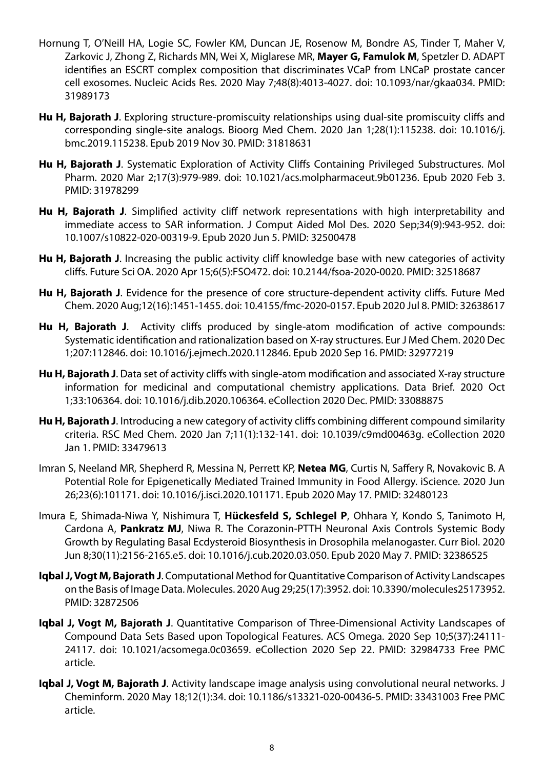Hornung T, O'Neill HA, Logie SC, Fowler KM, Duncan JE, Rosenow M, Bondre AS, Tinder T, Maher V, Zarkovic J, Zhong Z, Richards MN, Wei X, Miglarese MR, **Mayer G, Famulok M**, Spetzler D. ADAPT identifies an ESCRT complex composition that discriminates VCaP from LNCaP prostate cancer cell exosomes. Nucleic Acids Res. 2020 May 7;48(8):4013-4027. doi: 10.1093/nar/gkaa034. PMID: 31989173

**Hu H, Bajorath J**. Exploring structure-promiscuity relationships using dual-site promiscuity cliffs and corresponding single-site analogs. Bioorg Med Chem. 2020 Jan 1;28(1):115238. doi: 10.1016/j.bmc.2019.115238. Epub 2019 Nov 30. PMID: 31818631

**Hu H, Bajorath J**. Systematic Exploration of Activity Cliffs Containing Privileged Substructures. Mol Pharm. 2020 Mar 2;17(3):979-989. doi: 10.1021/acs.molpharmaceut.9b01236. Epub 2020 Feb 3. PMID: 31978299

**Hu H, Bajorath J**. Simplified activity cliff network representations with high interpretability and immediate access to SAR information. J Comput Aided Mol Des. 2020 Sep;34(9):943-952. doi: 10.1007/s10822-020-00319-9. Epub 2020 Jun 5. PMID: 32500478

**Hu H, Bajorath J**. Increasing the public activity cliff knowledge base with new categories of activity cliffs. Future Sci OA. 2020 Apr 15;6(5):FSO472. doi: 10.2144/fsoa-2020-0020. PMID: 32518687

**Hu H, Bajorath J**. Evidence for the presence of core structure-dependent activity cliffs. Future Med Chem. 2020 Aug;12(16):1451-1455. doi: 10.4155/fmc-2020-0157. Epub 2020 Jul 8. PMID: 32638617

**Hu H, Bajorath J**. Activity cliffs produced by single-atom modification of active compounds: Systematic identification and rationalization based on X-ray structures. Eur J Med Chem. 2020 Dec 1;207:112846. doi: 10.1016/j.ejmech.2020.112846. Epub 2020 Sep 16. PMID: 32977219

**Hu H, Bajorath J**. Data set of activity cliffs with single-atom modification and associated X-ray structure information for medicinal and computational chemistry applications. Data Brief. 2020 Oct 1;33:106364. doi: 10.1016/j.dib.2020.106364. eCollection 2020 Dec. PMID: 33088875

**Hu H, Bajorath J**. Introducing a new category of activity cliffs combining different compound similarity criteria. RSC Med Chem. 2020 Jan 7;11(1):132-141. doi: 10.1039/c9md00463g. eCollection 2020 Jan 1. PMID: 33479613

Imran S, Neeland MR, Shepherd R, Messina N, Perrett KP, **Netea MG**, Curtis N, Saffery R, Novakovic B. A Potential Role for Epigenetically Mediated Trained Immunity in Food Allergy. iScience. 2020 Jun 26;23(6):101171. doi: 10.1016/j.isci.2020.101171. Epub 2020 May 17. PMID: 32480123

Imura E, Shimada-Niwa Y, Nishimura T, **Hückesfeld S, Schlegel P**, Ohhara Y, Kondo S, Tanimoto H, Cardona A, **Pankratz MJ**, Niwa R. The Corazonin-PTTH Neuronal Axis Controls Systemic Body Growth by Regulating Basal Ecdysteroid Biosynthesis in Drosophila melanogaster. Curr Biol. 2020 Jun 8;30(11):2156-2165.e5. doi: 10.1016/j.cub.2020.03.050. Epub 2020 May 7. PMID: 32386525

**Iqbal J, Vogt M, Bajorath J**. Computational Method for Quantitative Comparison of Activity Landscapes on the Basis of Image Data. Molecules. 2020 Aug 29;25(17):3952. doi: 10.3390/molecules25173952. PMID: 32872506

**Iqbal J, Vogt M, Bajorath J**. Quantitative Comparison of Three-Dimensional Activity Landscapes of Compound Data Sets Based upon Topological Features. ACS Omega. 2020 Sep 10;5(37):24111-24117. doi: 10.1021/acsomega.0c03659. eCollection 2020 Sep 22. PMID: 32984733 Free PMC article.

**Iqbal J, Vogt M, Bajorath J**. Activity landscape image analysis using convolutional neural networks. J Cheminform. 2020 May 18;12(1):34. doi: 10.1186/s13321-020-00436-5. PMID: 33431003 Free PMC article.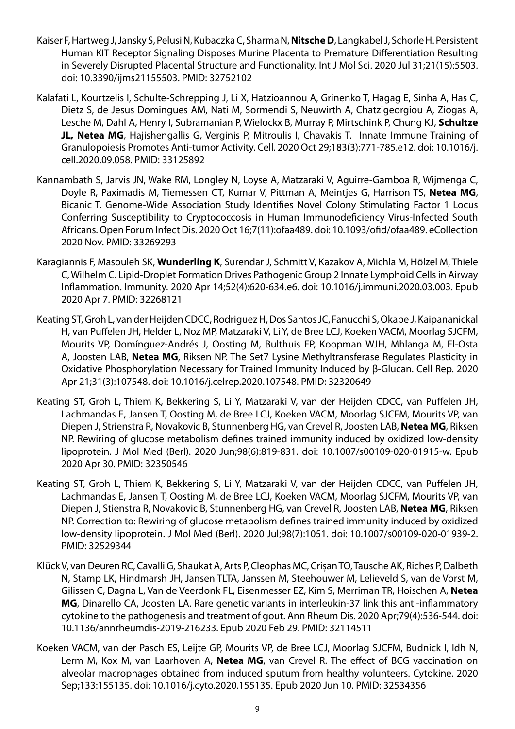Kaiser F, Hartweg J, Jansky S, Pelusi N, Kubaczka C, Sharma N, **Nitsche D**, Langkabel J, Schorle H. Persistent Human KIT Receptor Signaling Disposes Murine Placenta to Premature Differentiation Resulting in Severely Disrupted Placental Structure and Functionality. Int J Mol Sci. 2020 Jul 31;21(15):5503. doi: 10.3390/ijms21155503. PMID: 32752102

Kalafati L, Kourtzelis I, Schulte-Schrepping J, Li X, Hatzioannou A, Grinenko T, Hagag E, Sinha A, Has C, Dietz S, de Jesus Domingues AM, Nati M, Sormendi S, Neuwirth A, Chatzigeorgiou A, Ziogas A, Lesche M, Dahl A, Henry I, Subramanian P, Wielockx B, Murray P, Mirtschink P, Chung KJ, **Schultze JL, Netea MG**, Hajishengallis G, Verginis P, Mitroulis I, Chavakis T. Innate Immune Training of Granulopoiesis Promotes Anti-tumor Activity. Cell. 2020 Oct 29;183(3):771-785.e12. doi: 10.1016/j.cell.2020.09.058. PMID: 33125892

Kannambath S, Jarvis JN, Wake RM, Longley N, Loyse A, Matzaraki V, Aguirre-Gamboa R, Wijmenga C, Doyle R, Paximadis M, Tiemessen CT, Kumar V, Pittman A, Meintjes G, Harrison TS, **Netea MG**, Bicanic T. Genome-Wide Association Study Identifies Novel Colony Stimulating Factor 1 Locus Conferring Susceptibility to Cryptococcosis in Human Immunodeficiency Virus-Infected South Africans. Open Forum Infect Dis. 2020 Oct 16;7(11):ofaa489. doi: 10.1093/ofid/ofaa489. eCollection 2020 Nov. PMID: 33269293

Karagiannis F, Masouleh SK, **Wunderling K**, Surendar J, Schmitt V, Kazakov A, Michla M, Hölzel M, Thiele C, Wilhelm C. Lipid-Droplet Formation Drives Pathogenic Group 2 Innate Lymphoid Cells in Airway Inflammation. Immunity. 2020 Apr 14;52(4):620-634.e6. doi: 10.1016/j.immuni.2020.03.003. Epub 2020 Apr 7. PMID: 32268121

Keating ST, Groh L, van der Heijden CDCC, Rodriguez H, Dos Santos JC, Fanucchi S, Okabe J, Kaipananickal H, van Puffelen JH, Helder L, Noz MP, Matzaraki V, Li Y, de Bree LCJ, Koeken VACM, Moorlag SJCFM, Mourits VP, Domínguez-Andrés J, Oosting M, Bulthuis EP, Koopman WJH, Mhlanga M, El-Osta A, Joosten LAB, **Netea MG**, Riksen NP. The Set7 Lysine Methyltransferase Regulates Plasticity in Oxidative Phosphorylation Necessary for Trained Immunity Induced by β-Glucan. Cell Rep. 2020 Apr 21;31(3):107548. doi: 10.1016/j.celrep.2020.107548. PMID: 32320649

Keating ST, Groh L, Thiem K, Bekkering S, Li Y, Matzaraki V, van der Heijden CDCC, van Puffelen JH, Lachmandas E, Jansen T, Oosting M, de Bree LCJ, Koeken VACM, Moorlag SJCFM, Mourits VP, van Diepen J, Strienstra R, Novakovic B, Stunnenberg HG, van Crevel R, Joosten LAB, **Netea MG**, Riksen NP. Rewiring of glucose metabolism defines trained immunity induced by oxidized low-density lipoprotein. J Mol Med (Berl). 2020 Jun;98(6):819-831. doi: 10.1007/s00109-020-01915-w. Epub 2020 Apr 30. PMID: 32350546

Keating ST, Groh L, Thiem K, Bekkering S, Li Y, Matzaraki V, van der Heijden CDCC, van Puffelen JH, Lachmandas E, Jansen T, Oosting M, de Bree LCJ, Koeken VACM, Moorlag SJCFM, Mourits VP, van Diepen J, Stienstra R, Novakovic B, Stunnenberg HG, van Crevel R, Joosten LAB, **Netea MG**, Riksen NP. Correction to: Rewiring of glucose metabolism defines trained immunity induced by oxidized low-density lipoprotein. J Mol Med (Berl). 2020 Jul;98(7):1051. doi: 10.1007/s00109-020-01939-2. PMID: 32529344

Klück V, van Deuren RC, Cavalli G, Shaukat A, Arts P, Cleophas MC, Crișan TO, Tausche AK, Riches P, Dalbeth N, Stamp LK, Hindmarsh JH, Jansen TLTA, Janssen M, Steehouwer M, Lelieveld S, van de Vorst M, Gilissen C, Dagna L, Van de Veerdonk FL, Eisenmesser EZ, Kim S, Merriman TR, Hoischen A, **Netea MG**, Dinarello CA, Joosten LA. Rare genetic variants in interleukin-37 link this anti-inflammatory cytokine to the pathogenesis and treatment of gout. Ann Rheum Dis. 2020 Apr;79(4):536-544. doi: 10.1136/annrheumdis-2019-216233. Epub 2020 Feb 29. PMID: 32114511

Koeken VACM, van der Pasch ES, Leijte GP, Mourits VP, de Bree LCJ, Moorlag SJCFM, Budnick I, Idh N, Lerm M, Kox M, van Laarhoven A, **Netea MG**, van Crevel R. The effect of BCG vaccination on alveolar macrophages obtained from induced sputum from healthy volunteers. Cytokine. 2020 Sep;133:155135. doi: 10.1016/j.cyto.2020.155135. Epub 2020 Jun 10. PMID: 32534356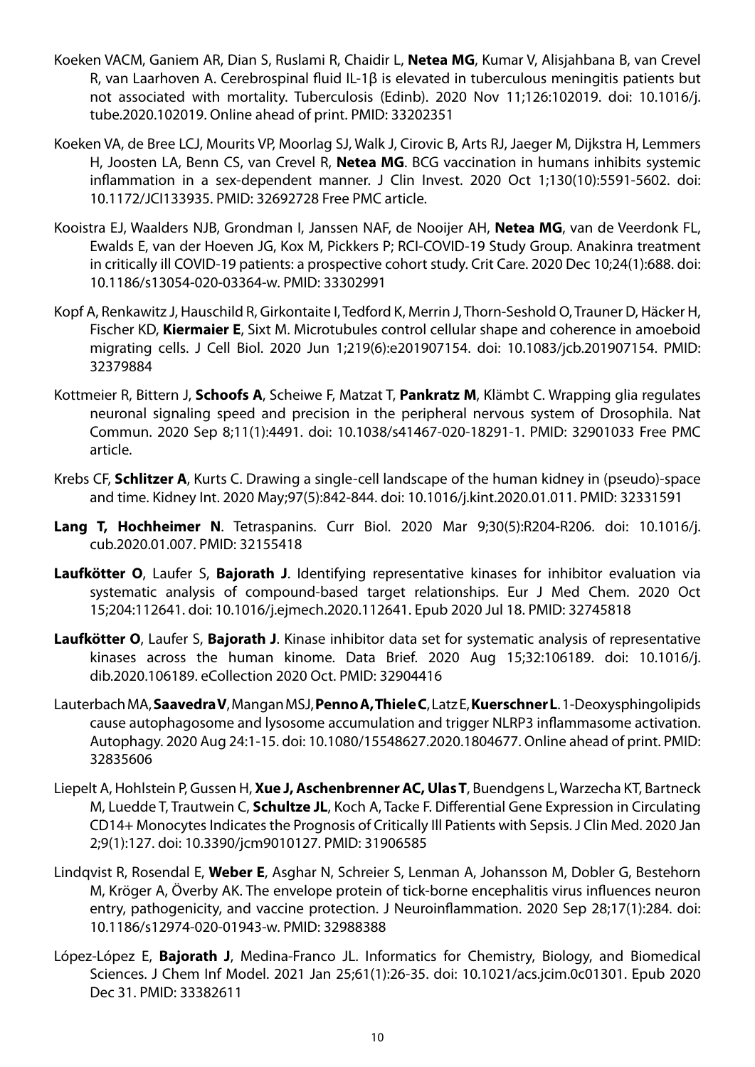Koeken VACM, Ganiem AR, Dian S, Ruslami R, Chaidir L, **Netea MG**, Kumar V, Alisjahbana B, van Crevel R, van Laarhoven A. Cerebrospinal fluid IL-1β is elevated in tuberculous meningitis patients but not associated with mortality. Tuberculosis (Edinb). 2020 Nov 11;126:102019. doi: 10.1016/j.tube.2020.102019. Online ahead of print. PMID: 33202351

Koeken VA, de Bree LCJ, Mourits VP, Moorlag SJ, Walk J, Cirovic B, Arts RJ, Jaeger M, Dijkstra H, Lemmers H, Joosten LA, Benn CS, van Crevel R, **Netea MG**. BCG vaccination in humans inhibits systemic inflammation in a sex-dependent manner. J Clin Invest. 2020 Oct 1;130(10):5591-5602. doi: 10.1172/JCI133935. PMID: 32692728 Free PMC article.

Kooistra EJ, Waalders NJB, Grondman I, Janssen NAF, de Nooijer AH, **Netea MG**, van de Veerdonk FL, Ewalds E, van der Hoeven JG, Kox M, Pickkers P; RCI-COVID-19 Study Group. Anakinra treatment in critically ill COVID-19 patients: a prospective cohort study. Crit Care. 2020 Dec 10;24(1):688. doi: 10.1186/s13054-020-03364-w. PMID: 33302991

Kopf A, Renkawitz J, Hauschild R, Girkontaite I, Tedford K, Merrin J, Thorn-Seshold O, Trauner D, Häcker H, Fischer KD, **Kiermaier E**, Sixt M. Microtubules control cellular shape and coherence in amoeboid migrating cells. J Cell Biol. 2020 Jun 1;219(6):e201907154. doi: 10.1083/jcb.201907154. PMID: 32379884

Kottmeier R, Bittern J, **Schoofs A**, Scheiwe F, Matzat T, **Pankratz M**, Klämbt C. Wrapping glia regulates neuronal signaling speed and precision in the peripheral nervous system of Drosophila. Nat Commun. 2020 Sep 8;11(1):4491. doi: 10.1038/s41467-020-18291-1. PMID: 32901033 Free PMC article.

Krebs CF, **Schlitzer A**, Kurts C. Drawing a single-cell landscape of the human kidney in (pseudo)-space and time. Kidney Int. 2020 May;97(5):842-844. doi: 10.1016/j.kint.2020.01.011. PMID: 32331591

**Lang T, Hochheimer N**. Tetraspanins. Curr Biol. 2020 Mar 9;30(5):R204-R206. doi: 10.1016/j.cub.2020.01.007. PMID: 32155418

**Laufkötter O**, Laufer S, **Bajorath J**. Identifying representative kinases for inhibitor evaluation via systematic analysis of compound-based target relationships. Eur J Med Chem. 2020 Oct 15;204:112641. doi: 10.1016/j.ejmech.2020.112641. Epub 2020 Jul 18. PMID: 32745818

**Laufkötter O**, Laufer S, **Bajorath J**. Kinase inhibitor data set for systematic analysis of representative kinases across the human kinome. Data Brief. 2020 Aug 15;32:106189. doi: 10.1016/j.dib.2020.106189. eCollection 2020 Oct. PMID: 32904416

Lauterbach MA, **Saavedra V**, Mangan MSJ, **Penno A, Thiele C**, Latz E, **Kuerschner L**. 1-Deoxysphingolipids cause autophagosome and lysosome accumulation and trigger NLRP3 inflammasome activation. Autophagy. 2020 Aug 24:1-15. doi: 10.1080/15548627.2020.1804677. Online ahead of print. PMID: 32835606

Liepelt A, Hohlstein P, Gussen H, **Xue J, Aschenbrenner AC, Ulas T**, Buendgens L, Warzecha KT, Bartneck M, Luedde T, Trautwein C, **Schultze JL**, Koch A, Tacke F. Differential Gene Expression in Circulating CD14+ Monocytes Indicates the Prognosis of Critically Ill Patients with Sepsis. J Clin Med. 2020 Jan 2;9(1):127. doi: 10.3390/jcm9010127. PMID: 31906585

Lindqvist R, Rosendal E, **Weber E**, Asghar N, Schreier S, Lenman A, Johansson M, Dobler G, Bestehorn M, Kröger A, Överby AK. The envelope protein of tick-borne encephalitis virus influences neuron entry, pathogenicity, and vaccine protection. J Neuroinflammation. 2020 Sep 28;17(1):284. doi: 10.1186/s12974-020-01943-w. PMID: 32988388

López-López E, **Bajorath J**, Medina-Franco JL. Informatics for Chemistry, Biology, and Biomedical Sciences. J Chem Inf Model. 2021 Jan 25;61(1):26-35. doi: 10.1021/acs.jcim.0c01301. Epub 2020 Dec 31. PMID: 33382611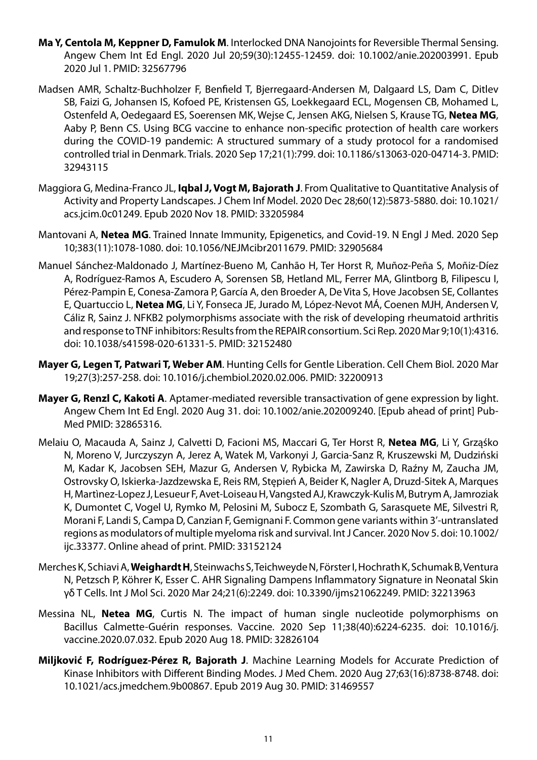**Ma Y, Centola M, Keppner D, Famulok M**. Interlocked DNA Nanojoints for Reversible Thermal Sensing. Angew Chem Int Ed Engl. 2020 Jul 20;59(30):12455-12459. doi: 10.1002/anie.202003991. Epub 2020 Jul 1. PMID: 32567796

Madsen AMR, Schaltz-Buchholzer F, Benfield T, Bjerregaard-Andersen M, Dalgaard LS, Dam C, Ditlev SB, Faizi G, Johansen IS, Kofoed PE, Kristensen GS, Loekkegaard ECL, Mogensen CB, Mohamed L, Ostenfeld A, Oedegaard ES, Soerensen MK, Wejse C, Jensen AKG, Nielsen S, Krause TG, **Netea MG**, Aaby P, Benn CS. Using BCG vaccine to enhance non-specific protection of health care workers during the COVID-19 pandemic: A structured summary of a study protocol for a randomised controlled trial in Denmark. Trials. 2020 Sep 17;21(1):799. doi: 10.1186/s13063-020-04714-3. PMID: 32943115

Maggiora G, Medina-Franco JL, **Iqbal J, Vogt M, Bajorath J**. From Qualitative to Quantitative Analysis of Activity and Property Landscapes. J Chem Inf Model. 2020 Dec 28;60(12):5873-5880. doi: 10.1021/acs.jcim.0c01249. Epub 2020 Nov 18. PMID: 33205984

Mantovani A, **Netea MG**. Trained Innate Immunity, Epigenetics, and Covid-19. N Engl J Med. 2020 Sep 10;383(11):1078-1080. doi: 10.1056/NEJMcibr2011679. PMID: 32905684

Manuel Sánchez-Maldonado J, Martínez-Bueno M, Canhão H, Ter Horst R, Muñoz-Peña S, Moñiz-Díez A, Rodríguez-Ramos A, Escudero A, Sorensen SB, Hetland ML, Ferrer MA, Glintborg B, Filipescu I, Pérez-Pampin E, Conesa-Zamora P, García A, den Broeder A, De Vita S, Hove Jacobsen SE, Collantes E, Quartuccio L, **Netea MG**, Li Y, Fonseca JE, Jurado M, López-Nevot MÁ, Coenen MJH, Andersen V, Cáliz R, Sainz J. NFKB2 polymorphisms associate with the risk of developing rheumatoid arthritis and response to TNF inhibitors: Results from the REPAIR consortium. Sci Rep. 2020 Mar 9;10(1):4316. doi: 10.1038/s41598-020-61331-5. PMID: 32152480

**Mayer G, Legen T, Patwari T, Weber AM**. Hunting Cells for Gentle Liberation. Cell Chem Biol. 2020 Mar 19;27(3):257-258. doi: 10.1016/j.chembiol.2020.02.006. PMID: 32200913

**Mayer G, Renzl C, Kakoti A**. Aptamer-mediated reversible transactivation of gene expression by light. Angew Chem Int Ed Engl. 2020 Aug 31. doi: 10.1002/anie.202009240. [Epub ahead of print] PubMed PMID: 32865316.

Melaiu O, Macauda A, Sainz J, Calvetti D, Facioni MS, Maccari G, Ter Horst R, **Netea MG**, Li Y, Grząśko N, Moreno V, Jurczyszyn A, Jerez A, Watek M, Varkonyi J, Garcia-Sanz R, Kruszewski M, Dudziński M, Kadar K, Jacobsen SEH, Mazur G, Andersen V, Rybicka M, Zawirska D, Raźny M, Zaucha JM, Ostrovsky O, Iskierka-Jazdzewska E, Reis RM, Stępień A, Beider K, Nagler A, Druzd-Sitek A, Marques H, Martìnez-Lopez J, Lesueur F, Avet-Loiseau H, Vangsted AJ, Krawczyk-Kulis M, Butrym A, Jamroziak K, Dumontet C, Vogel U, Rymko M, Pelosini M, Subocz E, Szombath G, Sarasquete ME, Silvestri R, Morani F, Landi S, Campa D, Canzian F, Gemignani F. Common gene variants within 3'-untranslated regions as modulators of multiple myeloma risk and survival. Int J Cancer. 2020 Nov 5. doi: 10.1002/ijc.33377. Online ahead of print. PMID: 33152124

Merches K, Schiavi A, **Weighardt H**, Steinwachs S, Teichweyde N, Förster I, Hochrath K, Schumak B, Ventura N, Petzsch P, Köhrer K, Esser C. AHR Signaling Dampens Inflammatory Signature in Neonatal Skin γδ T Cells. Int J Mol Sci. 2020 Mar 24;21(6):2249. doi: 10.3390/ijms21062249. PMID: 32213963

Messina NL, **Netea MG**, Curtis N. The impact of human single nucleotide polymorphisms on Bacillus Calmette-Guérin responses. Vaccine. 2020 Sep 11;38(40):6224-6235. doi: 10.1016/j.vaccine.2020.07.032. Epub 2020 Aug 18. PMID: 32826104

**Miljković F, Rodríguez-Pérez R, Bajorath J**. Machine Learning Models for Accurate Prediction of Kinase Inhibitors with Different Binding Modes. J Med Chem. 2020 Aug 27;63(16):8738-8748. doi: 10.1021/acs.jmedchem.9b00867. Epub 2019 Aug 30. PMID: 31469557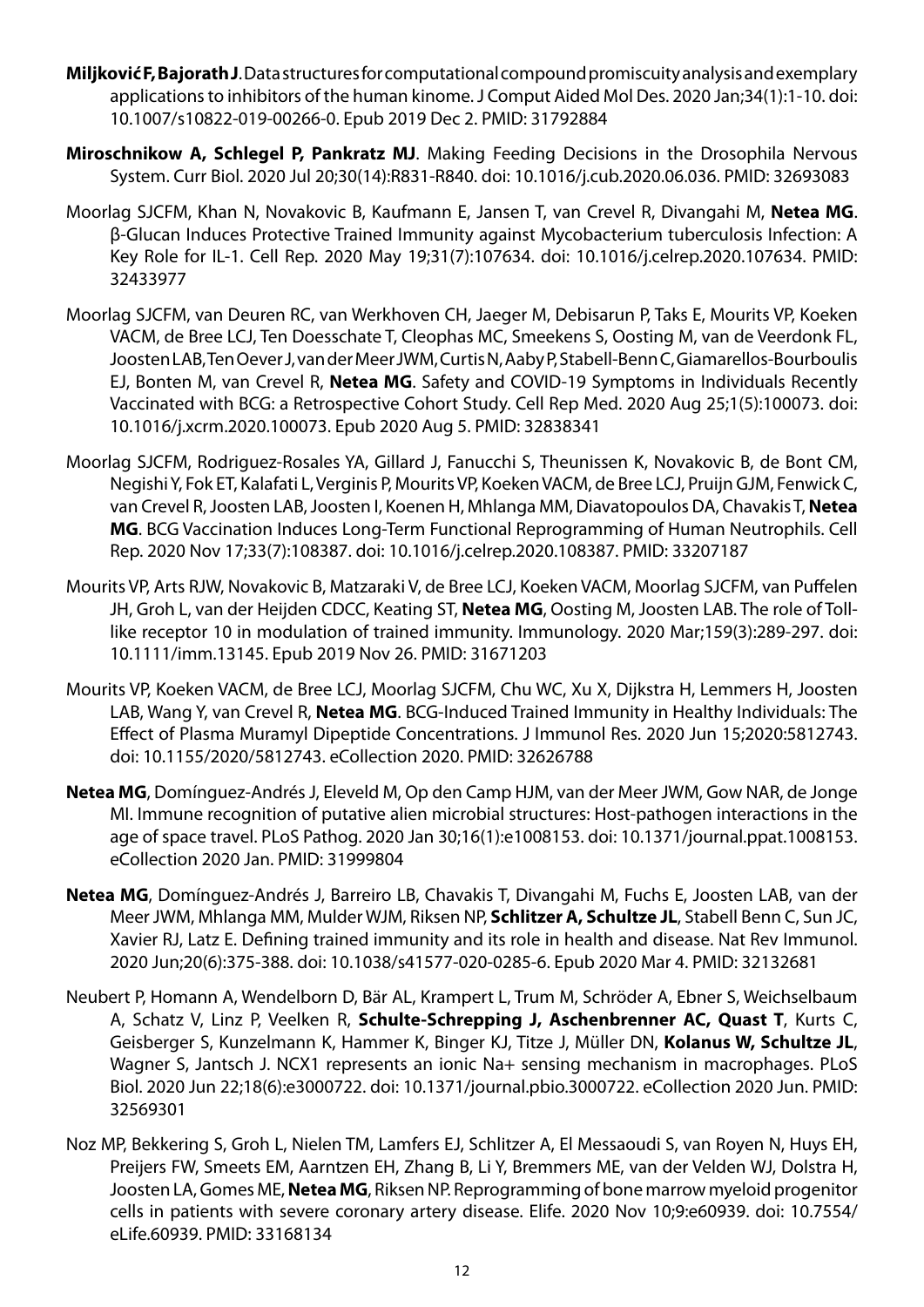**Miljković F, Bajorath J**. Data structures for computational compound promiscuity analysis and exemplary applications to inhibitors of the human kinome. J Comput Aided Mol Des. 2020 Jan;34(1):1-10. doi: 10.1007/s10822-019-00266-0. Epub 2019 Dec 2. PMID: 31792884

**Miroschnikow A, Schlegel P, Pankratz MJ**. Making Feeding Decisions in the Drosophila Nervous System. Curr Biol. 2020 Jul 20;30(14):R831-R840. doi: 10.1016/j.cub.2020.06.036. PMID: 32693083

Moorlag SJCFM, Khan N, Novakovic B, Kaufmann E, Jansen T, van Crevel R, Divangahi M, **Netea MG**. β-Glucan Induces Protective Trained Immunity against Mycobacterium tuberculosis Infection: A Key Role for IL-1. Cell Rep. 2020 May 19;31(7):107634. doi: 10.1016/j.celrep.2020.107634. PMID: 32433977

Moorlag SJCFM, van Deuren RC, van Werkhoven CH, Jaeger M, Debisarun P, Taks E, Mourits VP, Koeken VACM, de Bree LCJ, Ten Doesschate T, Cleophas MC, Smeekens S, Oosting M, van de Veerdonk FL, Joosten LAB, Ten Oever J, van der Meer JWM, Curtis N, Aaby P, Stabell-Benn C, Giamarellos-Bourboulis EJ, Bonten M, van Crevel R, **Netea MG**. Safety and COVID-19 Symptoms in Individuals Recently Vaccinated with BCG: a Retrospective Cohort Study. Cell Rep Med. 2020 Aug 25;1(5):100073. doi: 10.1016/j.xcrm.2020.100073. Epub 2020 Aug 5. PMID: 32838341

Moorlag SJCFM, Rodriguez-Rosales YA, Gillard J, Fanucchi S, Theunissen K, Novakovic B, de Bont CM, Negishi Y, Fok ET, Kalafati L, Verginis P, Mourits VP, Koeken VACM, de Bree LCJ, Pruijn GJM, Fenwick C, van Crevel R, Joosten LAB, Joosten I, Koenen H, Mhlanga MM, Diavatopoulos DA, Chavakis T, **Netea MG**. BCG Vaccination Induces Long-Term Functional Reprogramming of Human Neutrophils. Cell Rep. 2020 Nov 17;33(7):108387. doi: 10.1016/j.celrep.2020.108387. PMID: 33207187

Mourits VP, Arts RJW, Novakovic B, Matzaraki V, de Bree LCJ, Koeken VACM, Moorlag SJCFM, van Puffelen JH, Groh L, van der Heijden CDCC, Keating ST, **Netea MG**, Oosting M, Joosten LAB. The role of Toll-like receptor 10 in modulation of trained immunity. Immunology. 2020 Mar;159(3):289-297. doi: 10.1111/imm.13145. Epub 2019 Nov 26. PMID: 31671203

Mourits VP, Koeken VACM, de Bree LCJ, Moorlag SJCFM, Chu WC, Xu X, Dijkstra H, Lemmers H, Joosten LAB, Wang Y, van Crevel R, **Netea MG**. BCG-Induced Trained Immunity in Healthy Individuals: The Effect of Plasma Muramyl Dipeptide Concentrations. J Immunol Res. 2020 Jun 15;2020:5812743. doi: 10.1155/2020/5812743. eCollection 2020. PMID: 32626788

**Netea MG**, Domínguez-Andrés J, Eleveld M, Op den Camp HJM, van der Meer JWM, Gow NAR, de Jonge MI. Immune recognition of putative alien microbial structures: Host-pathogen interactions in the age of space travel. PLoS Pathog. 2020 Jan 30;16(1):e1008153. doi: 10.1371/journal.ppat.1008153. eCollection 2020 Jan. PMID: 31999804

**Netea MG**, Domínguez-Andrés J, Barreiro LB, Chavakis T, Divangahi M, Fuchs E, Joosten LAB, van der Meer JWM, Mhlanga MM, Mulder WJM, Riksen NP, **Schlitzer A, Schultze JL**, Stabell Benn C, Sun JC, Xavier RJ, Latz E. Defining trained immunity and its role in health and disease. Nat Rev Immunol. 2020 Jun;20(6):375-388. doi: 10.1038/s41577-020-0285-6. Epub 2020 Mar 4. PMID: 32132681

Neubert P, Homann A, Wendelborn D, Bär AL, Krampert L, Trum M, Schröder A, Ebner S, Weichselbaum A, Schatz V, Linz P, Veelken R, **Schulte-Schrepping J, Aschenbrenner AC, Quast T**, Kurts C, Geisberger S, Kunzelmann K, Hammer K, Binger KJ, Titze J, Müller DN, **Kolanus W, Schultze JL**, Wagner S, Jantsch J. NCX1 represents an ionic Na+ sensing mechanism in macrophages. PLoS Biol. 2020 Jun 22;18(6):e3000722. doi: 10.1371/journal.pbio.3000722. eCollection 2020 Jun. PMID: 32569301

Noz MP, Bekkering S, Groh L, Nielen TM, Lamfers EJ, Schlitzer A, El Messaoudi S, van Royen N, Huys EH, Preijers FW, Smeets EM, Aarntzen EH, Zhang B, Li Y, Bremmers ME, van der Velden WJ, Dolstra H, Joosten LA, Gomes ME, **Netea MG**, Riksen NP. Reprogramming of bone marrow myeloid progenitor cells in patients with severe coronary artery disease. Elife. 2020 Nov 10;9:e60939. doi: 10.7554/eLife.60939. PMID: 33168134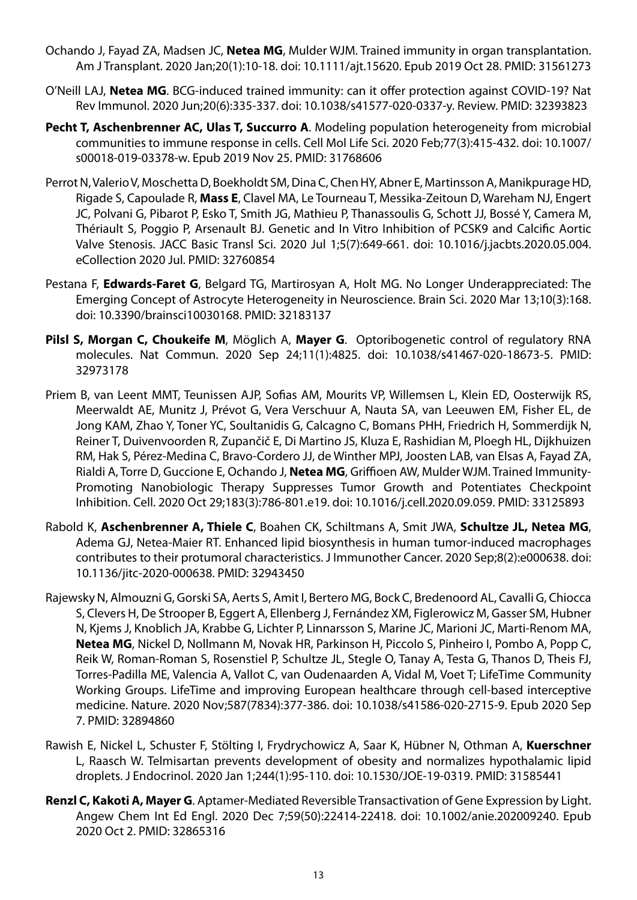Ochando J, Fayad ZA, Madsen JC, **Netea MG**, Mulder WJM. Trained immunity in organ transplantation. Am J Transplant. 2020 Jan;20(1):10-18. doi: 10.1111/ajt.15620. Epub 2019 Oct 28. PMID: 31561273

O'Neill LAJ, **Netea MG**. BCG-induced trained immunity: can it offer protection against COVID-19? Nat Rev Immunol. 2020 Jun;20(6):335-337. doi: 10.1038/s41577-020-0337-y. Review. PMID: 32393823

**Pecht T, Aschenbrenner AC, Ulas T, Succurro A**. Modeling population heterogeneity from microbial communities to immune response in cells. Cell Mol Life Sci. 2020 Feb;77(3):415-432. doi: 10.1007/s00018-019-03378-w. Epub 2019 Nov 25. PMID: 31768606

Perrot N, Valerio V, Moschetta D, Boekholdt SM, Dina C, Chen HY, Abner E, Martinsson A, Manikpurage HD, Rigade S, Capoulade R, **Mass E**, Clavel MA, Le Tourneau T, Messika-Zeitoun D, Wareham NJ, Engert JC, Polvani G, Pibarot P, Esko T, Smith JG, Mathieu P, Thanassoulis G, Schott JJ, Bossé Y, Camera M, Thériault S, Poggio P, Arsenault BJ. Genetic and In Vitro Inhibition of PCSK9 and Calcific Aortic Valve Stenosis. JACC Basic Transl Sci. 2020 Jul 1;5(7):649-661. doi: 10.1016/j.jacbts.2020.05.004. eCollection 2020 Jul. PMID: 32760854

Pestana F, **Edwards-Faret G**, Belgard TG, Martirosyan A, Holt MG. No Longer Underappreciated: The Emerging Concept of Astrocyte Heterogeneity in Neuroscience. Brain Sci. 2020 Mar 13;10(3):168. doi: 10.3390/brainsci10030168. PMID: 32183137

**Pilsl S, Morgan C, Choukeife M**, Möglich A, **Mayer G**. Optoribogenetic control of regulatory RNA molecules. Nat Commun. 2020 Sep 24;11(1):4825. doi: 10.1038/s41467-020-18673-5. PMID: 32973178

Priem B, van Leent MMT, Teunissen AJP, Sofias AM, Mourits VP, Willemsen L, Klein ED, Oosterwijk RS, Meerwaldt AE, Munitz J, Prévot G, Vera Verschuur A, Nauta SA, van Leeuwen EM, Fisher EL, de Jong KAM, Zhao Y, Toner YC, Soultanidis G, Calcagno C, Bomans PHH, Friedrich H, Sommerdijk N, Reiner T, Duivenvoorden R, Zupančič E, Di Martino JS, Kluza E, Rashidian M, Ploegh HL, Dijkhuizen RM, Hak S, Pérez-Medina C, Bravo-Cordero JJ, de Winther MPJ, Joosten LAB, van Elsas A, Fayad ZA, Rialdi A, Torre D, Guccione E, Ochando J, **Netea MG**, Griffioen AW, Mulder WJM. Trained Immunity-Promoting Nanobiologic Therapy Suppresses Tumor Growth and Potentiates Checkpoint Inhibition. Cell. 2020 Oct 29;183(3):786-801.e19. doi: 10.1016/j.cell.2020.09.059. PMID: 33125893

Rabold K, **Aschenbrenner A, Thiele C**, Boahen CK, Schiltmans A, Smit JWA, **Schultze JL, Netea MG**, Adema GJ, Netea-Maier RT. Enhanced lipid biosynthesis in human tumor-induced macrophages contributes to their protumoral characteristics. J Immunother Cancer. 2020 Sep;8(2):e000638. doi: 10.1136/jitc-2020-000638. PMID: 32943450

Rajewsky N, Almouzni G, Gorski SA, Aerts S, Amit I, Bertero MG, Bock C, Bredenoord AL, Cavalli G, Chiocca S, Clevers H, De Strooper B, Eggert A, Ellenberg J, Fernández XM, Figlerowicz M, Gasser SM, Hubner N, Kjems J, Knoblich JA, Krabbe G, Lichter P, Linnarsson S, Marine JC, Marioni JC, Marti-Renom MA, **Netea MG**, Nickel D, Nollmann M, Novak HR, Parkinson H, Piccolo S, Pinheiro I, Pombo A, Popp C, Reik W, Roman-Roman S, Rosenstiel P, Schultze JL, Stegle O, Tanay A, Testa G, Thanos D, Theis FJ, Torres-Padilla ME, Valencia A, Vallot C, van Oudenaarden A, Vidal M, Voet T; LifeTime Community Working Groups. LifeTime and improving European healthcare through cell-based interceptive medicine. Nature. 2020 Nov;587(7834):377-386. doi: 10.1038/s41586-020-2715-9. Epub 2020 Sep 7. PMID: 32894860

Rawish E, Nickel L, Schuster F, Stölting I, Frydrychowicz A, Saar K, Hübner N, Othman A, **Kuerschner** L, Raasch W. Telmisartan prevents development of obesity and normalizes hypothalamic lipid droplets. J Endocrinol. 2020 Jan 1;244(1):95-110. doi: 10.1530/JOE-19-0319. PMID: 31585441

**Renzl C, Kakoti A, Mayer G**. Aptamer-Mediated Reversible Transactivation of Gene Expression by Light. Angew Chem Int Ed Engl. 2020 Dec 7;59(50):22414-22418. doi: 10.1002/anie.202009240. Epub 2020 Oct 2. PMID: 32865316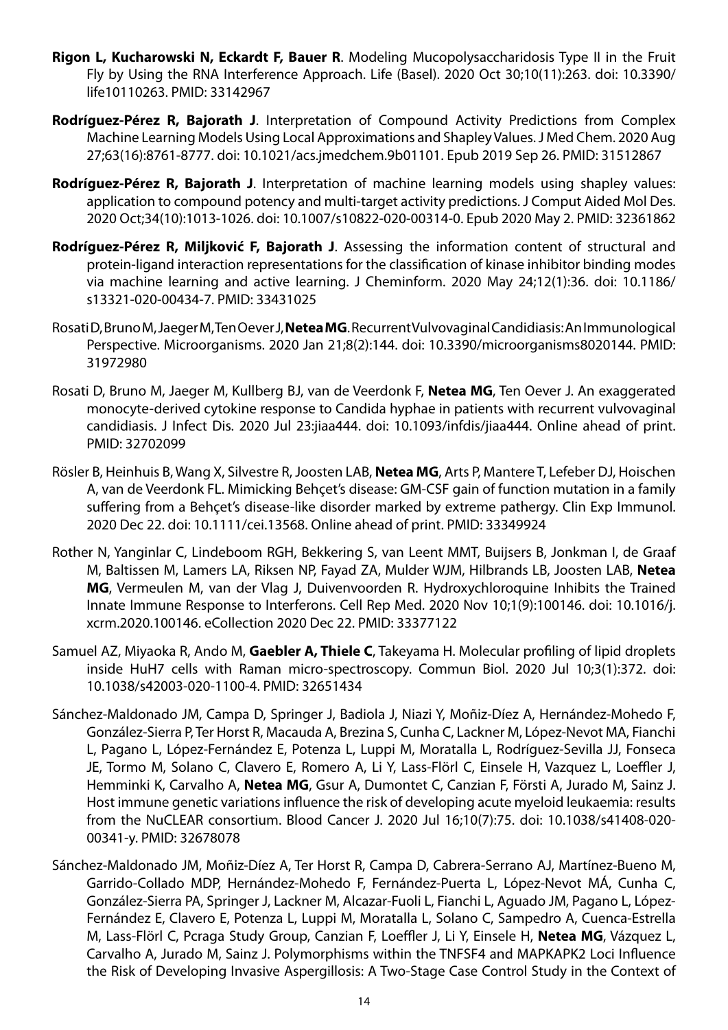**Rigon L, Kucharowski N, Eckardt F, Bauer R**. Modeling Mucopolysaccharidosis Type II in the Fruit Fly by Using the RNA Interference Approach. Life (Basel). 2020 Oct 30;10(11):263. doi: 10.3390/life10110263. PMID: 33142967

**Rodríguez-Pérez R, Bajorath J**. Interpretation of Compound Activity Predictions from Complex Machine Learning Models Using Local Approximations and Shapley Values. J Med Chem. 2020 Aug 27;63(16):8761-8777. doi: 10.1021/acs.jmedchem.9b01101. Epub 2019 Sep 26. PMID: 31512867

**Rodríguez-Pérez R, Bajorath J**. Interpretation of machine learning models using shapley values: application to compound potency and multi-target activity predictions. J Comput Aided Mol Des. 2020 Oct;34(10):1013-1026. doi: 10.1007/s10822-020-00314-0. Epub 2020 May 2. PMID: 32361862

**Rodríguez-Pérez R, Miljković F, Bajorath J**. Assessing the information content of structural and protein-ligand interaction representations for the classification of kinase inhibitor binding modes via machine learning and active learning. J Cheminform. 2020 May 24;12(1):36. doi: 10.1186/s13321-020-00434-7. PMID: 33431025

Rosati D, Bruno M, Jaeger M, Ten Oever J, **Netea MG**. Recurrent Vulvovaginal Candidiasis: An Immunological Perspective. Microorganisms. 2020 Jan 21;8(2):144. doi: 10.3390/microorganisms8020144. PMID: 31972980

Rosati D, Bruno M, Jaeger M, Kullberg BJ, van de Veerdonk F, **Netea MG**, Ten Oever J. An exaggerated monocyte-derived cytokine response to Candida hyphae in patients with recurrent vulvovaginal candidiasis. J Infect Dis. 2020 Jul 23:jiaa444. doi: 10.1093/infdis/jiaa444. Online ahead of print. PMID: 32702099

Rösler B, Heinhuis B, Wang X, Silvestre R, Joosten LAB, **Netea MG**, Arts P, Mantere T, Lefeber DJ, Hoischen A, van de Veerdonk FL. Mimicking Behçet's disease: GM-CSF gain of function mutation in a family suffering from a Behçet's disease-like disorder marked by extreme pathergy. Clin Exp Immunol. 2020 Dec 22. doi: 10.1111/cei.13568. Online ahead of print. PMID: 33349924

Rother N, Yanginlar C, Lindeboom RGH, Bekkering S, van Leent MMT, Buijsers B, Jonkman I, de Graaf M, Baltissen M, Lamers LA, Riksen NP, Fayad ZA, Mulder WJM, Hilbrands LB, Joosten LAB, **Netea MG**, Vermeulen M, van der Vlag J, Duivenvoorden R. Hydroxychloroquine Inhibits the Trained Innate Immune Response to Interferons. Cell Rep Med. 2020 Nov 10;1(9):100146. doi: 10.1016/j.xcrm.2020.100146. eCollection 2020 Dec 22. PMID: 33377122

Samuel AZ, Miyaoka R, Ando M, **Gaebler A, Thiele C**, Takeyama H. Molecular profiling of lipid droplets inside HuH7 cells with Raman micro-spectroscopy. Commun Biol. 2020 Jul 10;3(1):372. doi: 10.1038/s42003-020-1100-4. PMID: 32651434

Sánchez-Maldonado JM, Campa D, Springer J, Badiola J, Niazi Y, Moñiz-Díez A, Hernández-Mohedo F, González-Sierra P, Ter Horst R, Macauda A, Brezina S, Cunha C, Lackner M, López-Nevot MA, Fianchi L, Pagano L, López-Fernández E, Potenza L, Luppi M, Moratalla L, Rodríguez-Sevilla JJ, Fonseca JE, Tormo M, Solano C, Clavero E, Romero A, Li Y, Lass-Flörl C, Einsele H, Vazquez L, Loeffler J, Hemminki K, Carvalho A, **Netea MG**, Gsur A, Dumontet C, Canzian F, Försti A, Jurado M, Sainz J. Host immune genetic variations influence the risk of developing acute myeloid leukaemia: results from the NuCLEAR consortium. Blood Cancer J. 2020 Jul 16;10(7):75. doi: 10.1038/s41408-020-00341-y. PMID: 32678078

Sánchez-Maldonado JM, Moñiz-Díez A, Ter Horst R, Campa D, Cabrera-Serrano AJ, Martínez-Bueno M, Garrido-Collado MDP, Hernández-Mohedo F, Fernández-Puerta L, López-Nevot MÁ, Cunha C, González-Sierra PA, Springer J, Lackner M, Alcazar-Fuoli L, Fianchi L, Aguado JM, Pagano L, López-Fernández E, Clavero E, Potenza L, Luppi M, Moratalla L, Solano C, Sampedro A, Cuenca-Estrella M, Lass-Flörl C, Pcraga Study Group, Canzian F, Loeffler J, Li Y, Einsele H, **Netea MG**, Vázquez L, Carvalho A, Jurado M, Sainz J. Polymorphisms within the TNFSF4 and MAPKAPK2 Loci Influence the Risk of Developing Invasive Aspergillosis: A Two-Stage Case Control Study in the Context of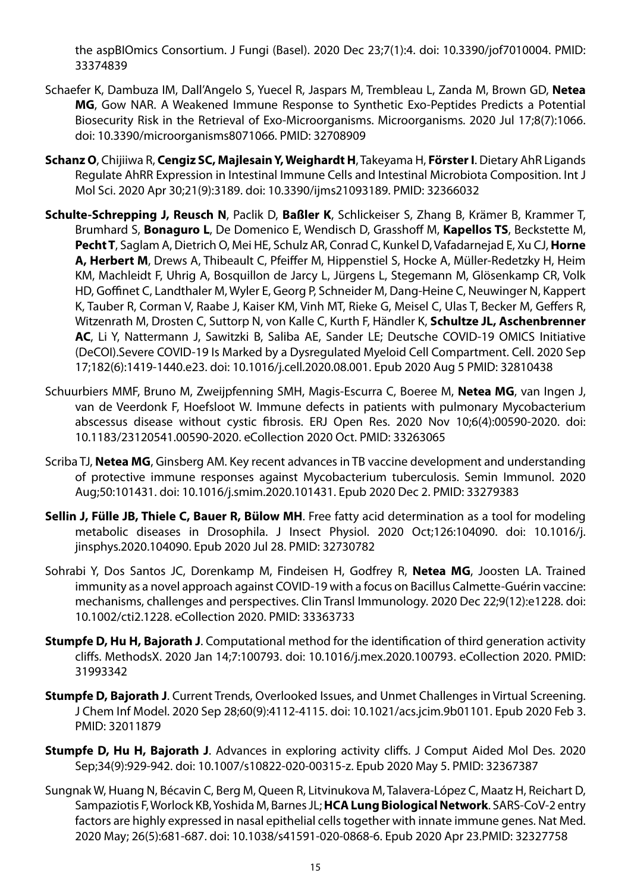the aspBIOmics Consortium. J Fungi (Basel). 2020 Dec 23;7(1):4. doi: 10.3390/jof7010004. PMID: 33374839

Schaefer K, Dambuza IM, Dall'Angelo S, Yuecel R, Jaspars M, Trembleau L, Zanda M, Brown GD, **Netea MG**, Gow NAR. A Weakened Immune Response to Synthetic Exo-Peptides Predicts a Potential Biosecurity Risk in the Retrieval of Exo-Microorganisms. Microorganisms. 2020 Jul 17;8(7):1066. doi: 10.3390/microorganisms8071066. PMID: 32708909

**Schanz O**, Chijiiwa R, **Cengiz SC, Majlesain Y, Weighardt H**, Takeyama H, **Förster I**. Dietary AhR Ligands Regulate AhRR Expression in Intestinal Immune Cells and Intestinal Microbiota Composition. Int J Mol Sci. 2020 Apr 30;21(9):3189. doi: 10.3390/ijms21093189. PMID: 32366032

**Schulte-Schrepping J, Reusch N**, Paclik D, **Baßler K**, Schlickeiser S, Zhang B, Krämer B, Krammer T, Brumhard S, **Bonaguro L**, De Domenico E, Wendisch D, Grasshoff M, **Kapellos TS**, Beckstette M, **Pecht T**, Saglam A, Dietrich O, Mei HE, Schulz AR, Conrad C, Kunkel D, Vafadarnejad E, Xu CJ, **Horne A, Herbert M**, Drews A, Thibeault C, Pfeiffer M, Hippenstiel S, Hocke A, Müller-Redetzky H, Heim KM, Machleidt F, Uhrig A, Bosquillon de Jarcy L, Jürgens L, Stegemann M, Glösenkamp CR, Volk HD, Goffinet C, Landthaler M, Wyler E, Georg P, Schneider M, Dang-Heine C, Neuwinger N, Kappert K, Tauber R, Corman V, Raabe J, Kaiser KM, Vinh MT, Rieke G, Meisel C, Ulas T, Becker M, Geffers R, Witzenrath M, Drosten C, Suttorp N, von Kalle C, Kurth F, Händler K, **Schultze JL, Aschenbrenner AC**, Li Y, Nattermann J, Sawitzki B, Saliba AE, Sander LE; Deutsche COVID-19 OMICS Initiative (DeCOI).Severe COVID-19 Is Marked by a Dysregulated Myeloid Cell Compartment. Cell. 2020 Sep 17;182(6):1419-1440.e23. doi: 10.1016/j.cell.2020.08.001. Epub 2020 Aug 5 PMID: 32810438

Schuurbiers MMF, Bruno M, Zweijpfenning SMH, Magis-Escurra C, Boeree M, **Netea MG**, van Ingen J, van de Veerdonk F, Hoefsloot W. Immune defects in patients with pulmonary Mycobacterium abscessus disease without cystic fibrosis. ERJ Open Res. 2020 Nov 10;6(4):00590-2020. doi: 10.1183/23120541.00590-2020. eCollection 2020 Oct. PMID: 33263065

Scriba TJ, **Netea MG**, Ginsberg AM. Key recent advances in TB vaccine development and understanding of protective immune responses against Mycobacterium tuberculosis. Semin Immunol. 2020 Aug;50:101431. doi: 10.1016/j.smim.2020.101431. Epub 2020 Dec 2. PMID: 33279383

**Sellin J, Fülle JB, Thiele C, Bauer R, Bülow MH**. Free fatty acid determination as a tool for modeling metabolic diseases in Drosophila. J Insect Physiol. 2020 Oct;126:104090. doi: 10.1016/j.jinsphys.2020.104090. Epub 2020 Jul 28. PMID: 32730782

Sohrabi Y, Dos Santos JC, Dorenkamp M, Findeisen H, Godfrey R, **Netea MG**, Joosten LA. Trained immunity as a novel approach against COVID-19 with a focus on Bacillus Calmette-Guérin vaccine: mechanisms, challenges and perspectives. Clin Transl Immunology. 2020 Dec 22;9(12):e1228. doi: 10.1002/cti2.1228. eCollection 2020. PMID: 33363733

**Stumpfe D, Hu H, Bajorath J**. Computational method for the identification of third generation activity cliffs. MethodsX. 2020 Jan 14;7:100793. doi: 10.1016/j.mex.2020.100793. eCollection 2020. PMID: 31993342

**Stumpfe D, Bajorath J**. Current Trends, Overlooked Issues, and Unmet Challenges in Virtual Screening. J Chem Inf Model. 2020 Sep 28;60(9):4112-4115. doi: 10.1021/acs.jcim.9b01101. Epub 2020 Feb 3. PMID: 32011879

**Stumpfe D, Hu H, Bajorath J**. Advances in exploring activity cliffs. J Comput Aided Mol Des. 2020 Sep;34(9):929-942. doi: 10.1007/s10822-020-00315-z. Epub 2020 May 5. PMID: 32367387

Sungnak W, Huang N, Bécavin C, Berg M, Queen R, Litvinukova M, Talavera-López C, Maatz H, Reichart D, Sampaziotis F, Worlock KB, Yoshida M, Barnes JL; **HCA Lung Biological Network**. SARS-CoV-2 entry factors are highly expressed in nasal epithelial cells together with innate immune genes. Nat Med. 2020 May; 26(5):681-687. doi: 10.1038/s41591-020-0868-6. Epub 2020 Apr 23.PMID: 32327758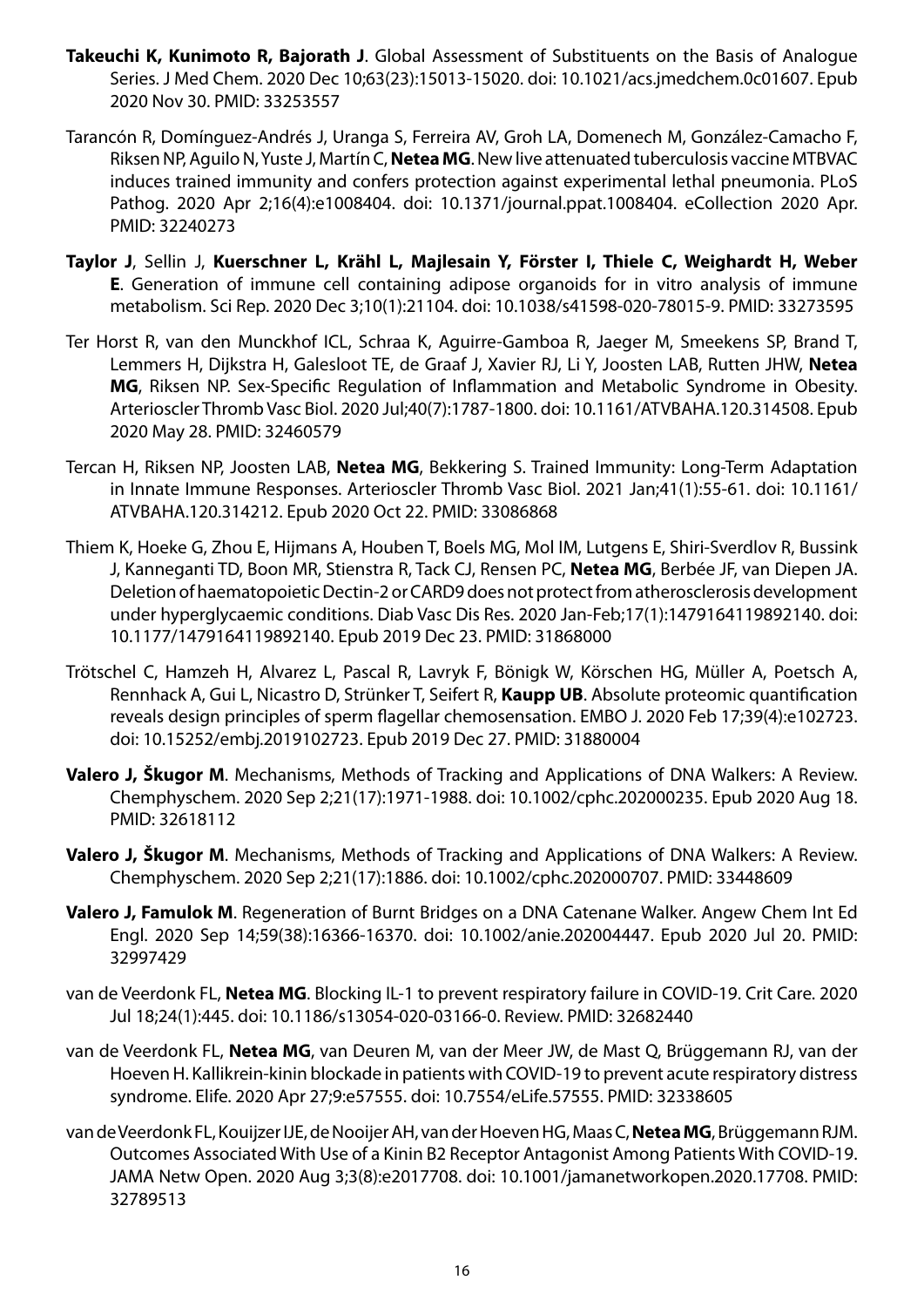**Takeuchi K, Kunimoto R, Bajorath J**. Global Assessment of Substituents on the Basis of Analogue Series. J Med Chem. 2020 Dec 10;63(23):15013-15020. doi: 10.1021/acs.jmedchem.0c01607. Epub 2020 Nov 30. PMID: 33253557

Tarancón R, Domínguez-Andrés J, Uranga S, Ferreira AV, Groh LA, Domenech M, González-Camacho F, Riksen NP, Aguilo N, Yuste J, Martín C, **Netea MG**. New live attenuated tuberculosis vaccine MTBVAC induces trained immunity and confers protection against experimental lethal pneumonia. PLoS Pathog. 2020 Apr 2;16(4):e1008404. doi: 10.1371/journal.ppat.1008404. eCollection 2020 Apr. PMID: 32240273

**Taylor J**, Sellin J, **Kuerschner L, Krähl L, Majlesain Y, Förster I, Thiele C, Weighardt H, Weber E**. Generation of immune cell containing adipose organoids for in vitro analysis of immune metabolism. Sci Rep. 2020 Dec 3;10(1):21104. doi: 10.1038/s41598-020-78015-9. PMID: 33273595

Ter Horst R, van den Munckhof ICL, Schraa K, Aguirre-Gamboa R, Jaeger M, Smeekens SP, Brand T, Lemmers H, Dijkstra H, Galesloot TE, de Graaf J, Xavier RJ, Li Y, Joosten LAB, Rutten JHW, **Netea MG**, Riksen NP. Sex-Specific Regulation of Inflammation and Metabolic Syndrome in Obesity. Arterioscler Thromb Vasc Biol. 2020 Jul;40(7):1787-1800. doi: 10.1161/ATVBAHA.120.314508. Epub 2020 May 28. PMID: 32460579

Tercan H, Riksen NP, Joosten LAB, **Netea MG**, Bekkering S. Trained Immunity: Long-Term Adaptation in Innate Immune Responses. Arterioscler Thromb Vasc Biol. 2021 Jan;41(1):55-61. doi: 10.1161/ATVBAHA.120.314212. Epub 2020 Oct 22. PMID: 33086868

Thiem K, Hoeke G, Zhou E, Hijmans A, Houben T, Boels MG, Mol IM, Lutgens E, Shiri-Sverdlov R, Bussink J, Kanneganti TD, Boon MR, Stienstra R, Tack CJ, Rensen PC, **Netea MG**, Berbée JF, van Diepen JA. Deletion of haematopoietic Dectin-2 or CARD9 does not protect from atherosclerosis development under hyperglycaemic conditions. Diab Vasc Dis Res. 2020 Jan-Feb;17(1):1479164119892140. doi: 10.1177/1479164119892140. Epub 2019 Dec 23. PMID: 31868000

Trötschel C, Hamzeh H, Alvarez L, Pascal R, Lavryk F, Bönigk W, Körschen HG, Müller A, Poetsch A, Rennhack A, Gui L, Nicastro D, Strünker T, Seifert R, **Kaupp UB**. Absolute proteomic quantification reveals design principles of sperm flagellar chemosensation. EMBO J. 2020 Feb 17;39(4):e102723. doi: 10.15252/embj.2019102723. Epub 2019 Dec 27. PMID: 31880004

**Valero J, Škugor M**. Mechanisms, Methods of Tracking and Applications of DNA Walkers: A Review. Chemphyschem. 2020 Sep 2;21(17):1971-1988. doi: 10.1002/cphc.202000235. Epub 2020 Aug 18. PMID: 32618112

**Valero J, Škugor M**. Mechanisms, Methods of Tracking and Applications of DNA Walkers: A Review. Chemphyschem. 2020 Sep 2;21(17):1886. doi: 10.1002/cphc.202000707. PMID: 33448609

**Valero J, Famulok M**. Regeneration of Burnt Bridges on a DNA Catenane Walker. Angew Chem Int Ed Engl. 2020 Sep 14;59(38):16366-16370. doi: 10.1002/anie.202004447. Epub 2020 Jul 20. PMID: 32997429

van de Veerdonk FL, **Netea MG**. Blocking IL-1 to prevent respiratory failure in COVID-19. Crit Care. 2020 Jul 18;24(1):445. doi: 10.1186/s13054-020-03166-0. Review. PMID: 32682440

van de Veerdonk FL, **Netea MG**, van Deuren M, van der Meer JW, de Mast Q, Brüggemann RJ, van der Hoeven H. Kallikrein-kinin blockade in patients with COVID-19 to prevent acute respiratory distress syndrome. Elife. 2020 Apr 27;9:e57555. doi: 10.7554/eLife.57555. PMID: 32338605

van de Veerdonk FL, Kouijzer IJE, de Nooijer AH, van der Hoeven HG, Maas C, **Netea MG**, Brüggemann RJM. Outcomes Associated With Use of a Kinin B2 Receptor Antagonist Among Patients With COVID-19. JAMA Netw Open. 2020 Aug 3;3(8):e2017708. doi: 10.1001/jamanetworkopen.2020.17708. PMID: 32789513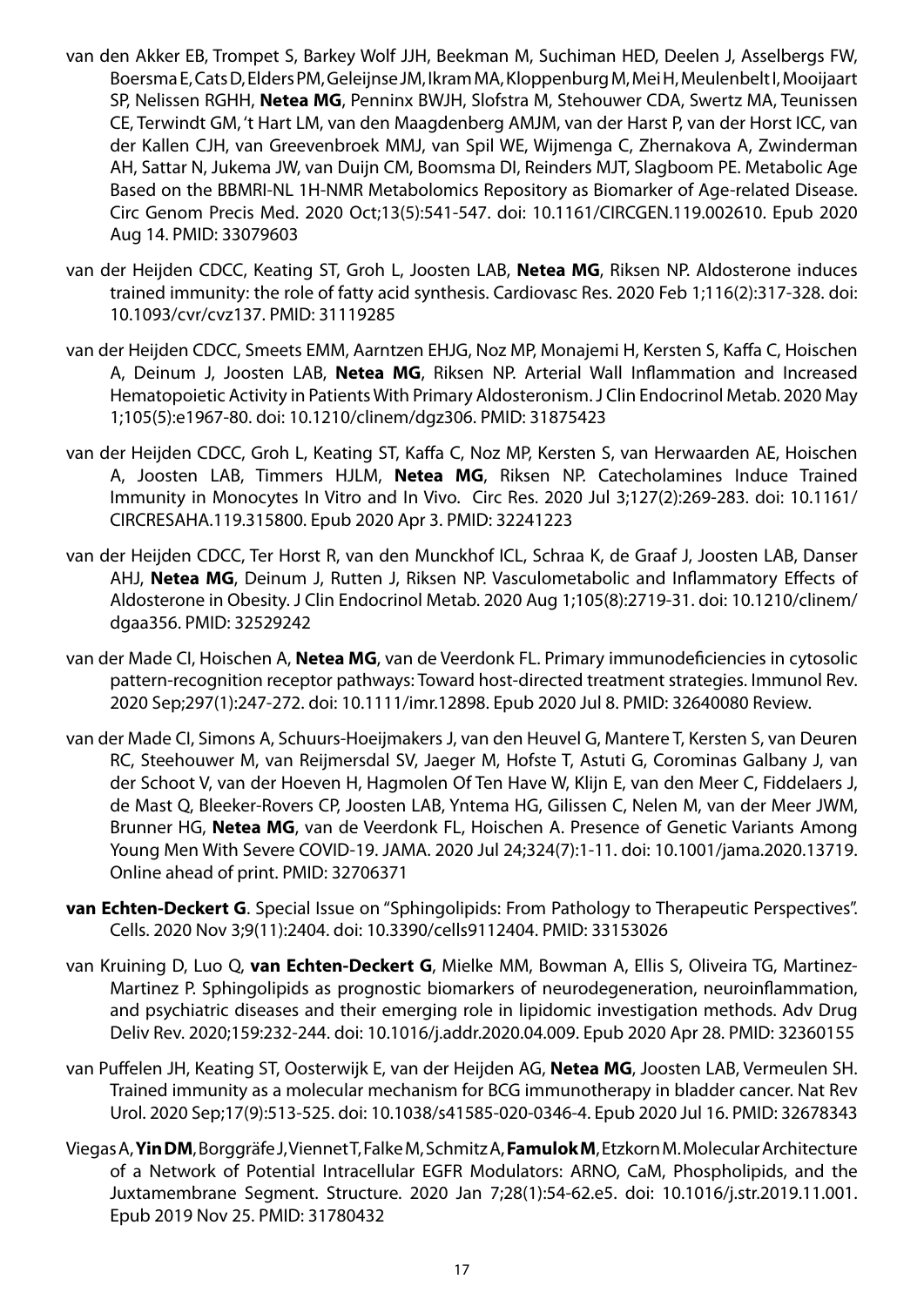van den Akker EB, Trompet S, Barkey Wolf JJH, Beekman M, Suchiman HED, Deelen J, Asselbergs FW, Boersma E, Cats D, Elders PM, Geleijnse JM, Ikram MA, Kloppenburg M, Mei H, Meulenbelt I, Mooijaart SP, Nelissen RGHH, **Netea MG**, Penninx BWJH, Slofstra M, Stehouwer CDA, Swertz MA, Teunissen CE, Terwindt GM, 't Hart LM, van den Maagdenberg AMJM, van der Harst P, van der Horst ICC, van der Kallen CJH, van Greevenbroek MMJ, van Spil WE, Wijmenga C, Zhernakova A, Zwinderman AH, Sattar N, Jukema JW, van Duijn CM, Boomsma DI, Reinders MJT, Slagboom PE. Metabolic Age Based on the BBMRI-NL 1H-NMR Metabolomics Repository as Biomarker of Age-related Disease. Circ Genom Precis Med. 2020 Oct;13(5):541-547. doi: 10.1161/CIRCGEN.119.002610. Epub 2020 Aug 14. PMID: 33079603

van der Heijden CDCC, Keating ST, Groh L, Joosten LAB, **Netea MG**, Riksen NP. Aldosterone induces trained immunity: the role of fatty acid synthesis. Cardiovasc Res. 2020 Feb 1;116(2):317-328. doi: 10.1093/cvr/cvz137. PMID: 31119285

van der Heijden CDCC, Smeets EMM, Aarntzen EHJG, Noz MP, Monajemi H, Kersten S, Kaffa C, Hoischen A, Deinum J, Joosten LAB, **Netea MG**, Riksen NP. Arterial Wall Inflammation and Increased Hematopoietic Activity in Patients With Primary Aldosteronism. J Clin Endocrinol Metab. 2020 May 1;105(5):e1967-80. doi: 10.1210/clinem/dgz306. PMID: 31875423

van der Heijden CDCC, Groh L, Keating ST, Kaffa C, Noz MP, Kersten S, van Herwaarden AE, Hoischen A, Joosten LAB, Timmers HJLM, **Netea MG**, Riksen NP. Catecholamines Induce Trained Immunity in Monocytes In Vitro and In Vivo. Circ Res. 2020 Jul 3;127(2):269-283. doi: 10.1161/CIRCRESAHA.119.315800. Epub 2020 Apr 3. PMID: 32241223

van der Heijden CDCC, Ter Horst R, van den Munckhof ICL, Schraa K, de Graaf J, Joosten LAB, Danser AHJ, **Netea MG**, Deinum J, Rutten J, Riksen NP. Vasculometabolic and Inflammatory Effects of Aldosterone in Obesity. J Clin Endocrinol Metab. 2020 Aug 1;105(8):2719-31. doi: 10.1210/clinem/dgaa356. PMID: 32529242

van der Made CI, Hoischen A, **Netea MG**, van de Veerdonk FL. Primary immunodeficiencies in cytosolic pattern-recognition receptor pathways: Toward host-directed treatment strategies. Immunol Rev. 2020 Sep;297(1):247-272. doi: 10.1111/imr.12898. Epub 2020 Jul 8. PMID: 32640080 Review.

van der Made CI, Simons A, Schuurs-Hoeijmakers J, van den Heuvel G, Mantere T, Kersten S, van Deuren RC, Steehouwer M, van Reijmersdal SV, Jaeger M, Hofste T, Astuti G, Corominas Galbany J, van der Schoot V, van der Hoeven H, Hagmolen Of Ten Have W, Klijn E, van den Meer C, Fiddelaers J, de Mast Q, Bleeker-Rovers CP, Joosten LAB, Yntema HG, Gilissen C, Nelen M, van der Meer JWM, Brunner HG, **Netea MG**, van de Veerdonk FL, Hoischen A. Presence of Genetic Variants Among Young Men With Severe COVID-19. JAMA. 2020 Jul 24;324(7):1-11. doi: 10.1001/jama.2020.13719. Online ahead of print. PMID: 32706371

**van Echten-Deckert G**. Special Issue on "Sphingolipids: From Pathology to Therapeutic Perspectives". Cells. 2020 Nov 3;9(11):2404. doi: 10.3390/cells9112404. PMID: 33153026

van Kruining D, Luo Q, **van Echten-Deckert G**, Mielke MM, Bowman A, Ellis S, Oliveira TG, Martinez-Martinez P. Sphingolipids as prognostic biomarkers of neurodegeneration, neuroinflammation, and psychiatric diseases and their emerging role in lipidomic investigation methods. Adv Drug Deliv Rev. 2020;159:232-244. doi: 10.1016/j.addr.2020.04.009. Epub 2020 Apr 28. PMID: 32360155

van Puffelen JH, Keating ST, Oosterwijk E, van der Heijden AG, **Netea MG**, Joosten LAB, Vermeulen SH. Trained immunity as a molecular mechanism for BCG immunotherapy in bladder cancer. Nat Rev Urol. 2020 Sep;17(9):513-525. doi: 10.1038/s41585-020-0346-4. Epub 2020 Jul 16. PMID: 32678343

Viegas A, **Yin DM**, Borggräfe J, Viennet T, Falke M, Schmitz A, **Famulok M**, Etzkorn M. Molecular Architecture of a Network of Potential Intracellular EGFR Modulators: ARNO, CaM, Phospholipids, and the Juxtamembrane Segment. Structure. 2020 Jan 7;28(1):54-62.e5. doi: 10.1016/j.str.2019.11.001. Epub 2019 Nov 25. PMID: 31780432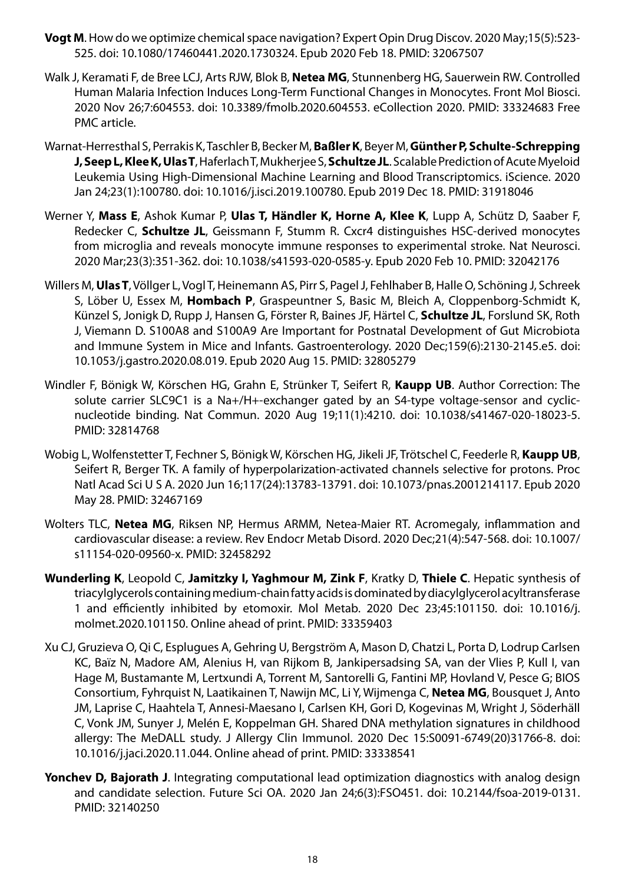**Vogt M**. How do we optimize chemical space navigation? Expert Opin Drug Discov. 2020 May;15(5):523-525. doi: 10.1080/17460441.2020.1730324. Epub 2020 Feb 18. PMID: 32067507

Walk J, Keramati F, de Bree LCJ, Arts RJW, Blok B, **Netea MG**, Stunnenberg HG, Sauerwein RW. Controlled Human Malaria Infection Induces Long-Term Functional Changes in Monocytes. Front Mol Biosci. 2020 Nov 26;7:604553. doi: 10.3389/fmolb.2020.604553. eCollection 2020. PMID: 33324683 Free PMC article.

Warnat-Herresthal S, Perrakis K, Taschler B, Becker M, **Baßler K**, Beyer M, **Günther P, Schulte-Schrepping J, Seep L, Klee K, Ulas T**, Haferlach T, Mukherjee S, **Schultze JL**. Scalable Prediction of Acute Myeloid Leukemia Using High-Dimensional Machine Learning and Blood Transcriptomics. iScience. 2020 Jan 24;23(1):100780. doi: 10.1016/j.isci.2019.100780. Epub 2019 Dec 18. PMID: 31918046

Werner Y, **Mass E**, Ashok Kumar P, **Ulas T, Händler K, Horne A, Klee K**, Lupp A, Schütz D, Saaber F, Redecker C, **Schultze JL**, Geissmann F, Stumm R. Cxcr4 distinguishes HSC-derived monocytes from microglia and reveals monocyte immune responses to experimental stroke. Nat Neurosci. 2020 Mar;23(3):351-362. doi: 10.1038/s41593-020-0585-y. Epub 2020 Feb 10. PMID: 32042176

Willers M, **Ulas T**, Völlger L, Vogl T, Heinemann AS, Pirr S, Pagel J, Fehlhaber B, Halle O, Schöning J, Schreek S, Löber U, Essex M, **Hombach P**, Graspeuntner S, Basic M, Bleich A, Cloppenborg-Schmidt K, Künzel S, Jonigk D, Rupp J, Hansen G, Förster R, Baines JF, Härtel C, **Schultze JL**, Forslund SK, Roth J, Viemann D. S100A8 and S100A9 Are Important for Postnatal Development of Gut Microbiota and Immune System in Mice and Infants. Gastroenterology. 2020 Dec;159(6):2130-2145.e5. doi: 10.1053/j.gastro.2020.08.019. Epub 2020 Aug 15. PMID: 32805279

Windler F, Bönigk W, Körschen HG, Grahn E, Strünker T, Seifert R, **Kaupp UB**. Author Correction: The solute carrier SLC9C1 is a Na+/H+-exchanger gated by an S4-type voltage-sensor and cyclic-nucleotide binding. Nat Commun. 2020 Aug 19;11(1):4210. doi: 10.1038/s41467-020-18023-5. PMID: 32814768

Wobig L, Wolfenstetter T, Fechner S, Bönigk W, Körschen HG, Jikeli JF, Trötschel C, Feederle R, **Kaupp UB**, Seifert R, Berger TK. A family of hyperpolarization-activated channels selective for protons. Proc Natl Acad Sci U S A. 2020 Jun 16;117(24):13783-13791. doi: 10.1073/pnas.2001214117. Epub 2020 May 28. PMID: 32467169

Wolters TLC, **Netea MG**, Riksen NP, Hermus ARMM, Netea-Maier RT. Acromegaly, inflammation and cardiovascular disease: a review. Rev Endocr Metab Disord. 2020 Dec;21(4):547-568. doi: 10.1007/s11154-020-09560-x. PMID: 32458292

**Wunderling K**, Leopold C, **Jamitzky I, Yaghmour M, Zink F**, Kratky D, **Thiele C**. Hepatic synthesis of triacylglycerols containing medium-chain fatty acids is dominated by diacylglycerol acyltransferase 1 and efficiently inhibited by etomoxir. Mol Metab. 2020 Dec 23;45:101150. doi: 10.1016/j.molmet.2020.101150. Online ahead of print. PMID: 33359403

Xu CJ, Gruzieva O, Qi C, Esplugues A, Gehring U, Bergström A, Mason D, Chatzi L, Porta D, Lodrup Carlsen KC, Baïz N, Madore AM, Alenius H, van Rijkom B, Jankipersadsing SA, van der Vlies P, Kull I, van Hage M, Bustamante M, Lertxundi A, Torrent M, Santorelli G, Fantini MP, Hovland V, Pesce G; BIOS Consortium, Fyhrquist N, Laatikainen T, Nawijn MC, Li Y, Wijmenga C, **Netea MG**, Bousquet J, Anto JM, Laprise C, Haahtela T, Annesi-Maesano I, Carlsen KH, Gori D, Kogevinas M, Wright J, Söderhäll C, Vonk JM, Sunyer J, Melén E, Koppelman GH. Shared DNA methylation signatures in childhood allergy: The MeDALL study. J Allergy Clin Immunol. 2020 Dec 15:S0091-6749(20)31766-8. doi: 10.1016/j.jaci.2020.11.044. Online ahead of print. PMID: 33338541

**Yonchev D, Bajorath J**. Integrating computational lead optimization diagnostics with analog design and candidate selection. Future Sci OA. 2020 Jan 24;6(3):FSO451. doi: 10.2144/fsoa-2019-0131. PMID: 32140250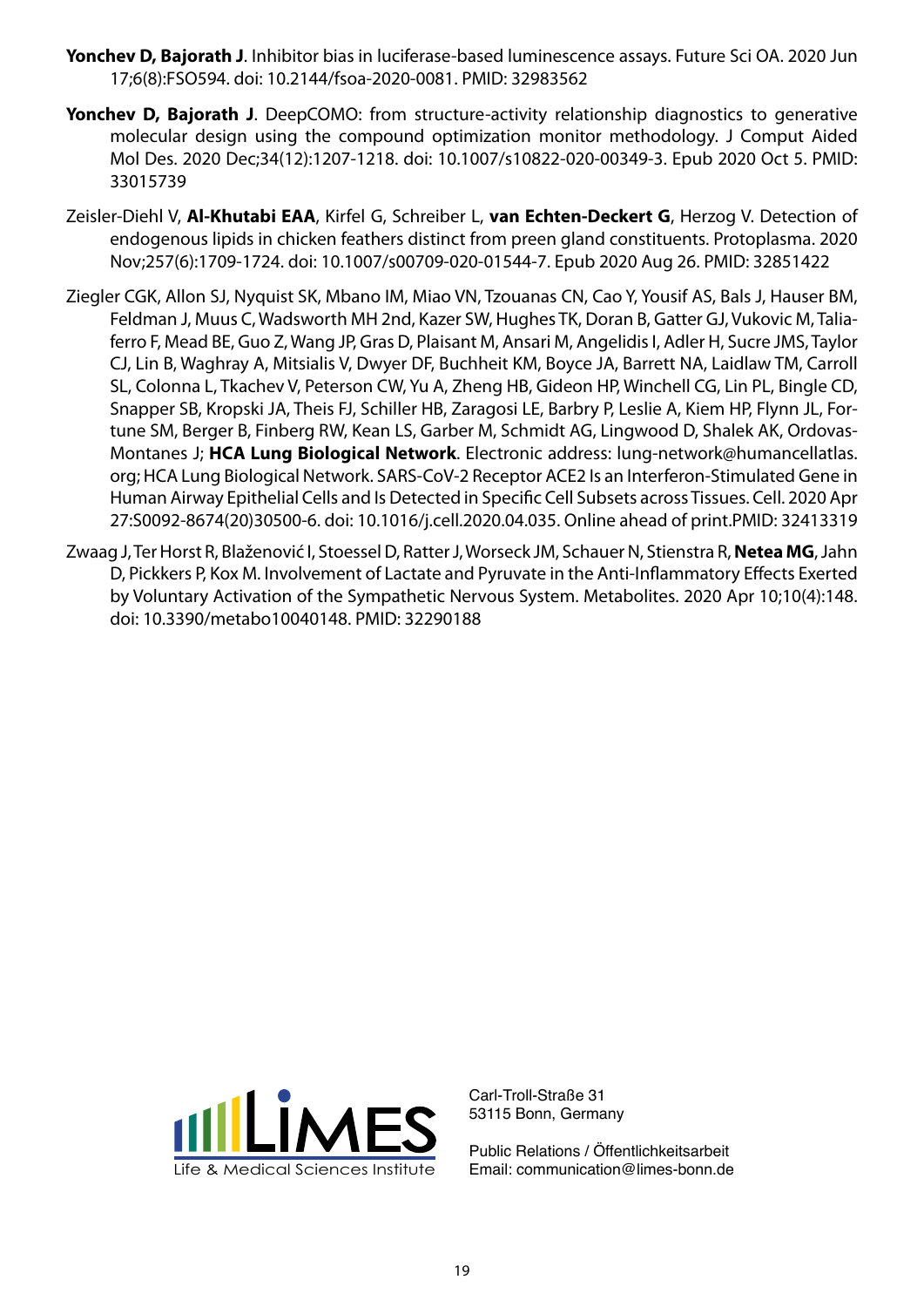**Yonchev D, Bajorath J**. Inhibitor bias in luciferase-based luminescence assays. Future Sci OA. 2020 Jun 17;6(8):FSO594. doi: 10.2144/fsoa-2020-0081. PMID: 32983562

**Yonchev D, Bajorath J**. DeepCOMO: from structure-activity relationship diagnostics to generative molecular design using the compound optimization monitor methodology. J Comput Aided Mol Des. 2020 Dec;34(12):1207-1218. doi: 10.1007/s10822-020-00349-3. Epub 2020 Oct 5. PMID: 33015739

Zeisler-Diehl V, **Al-Khutabi EAA**, Kirfel G, Schreiber L, **van Echten-Deckert G**, Herzog V. Detection of endogenous lipids in chicken feathers distinct from preen gland constituents. Protoplasma. 2020 Nov;257(6):1709-1724. doi: 10.1007/s00709-020-01544-7. Epub 2020 Aug 26. PMID: 32851422

Ziegler CGK, Allon SJ, Nyquist SK, Mbano IM, Miao VN, Tzouanas CN, Cao Y, Yousif AS, Bals J, Hauser BM, Feldman J, Muus C, Wadsworth MH 2nd, Kazer SW, Hughes TK, Doran B, Gatter GJ, Vukovic M, Taliaferro F, Mead BE, Guo Z, Wang JP, Gras D, Plaisant M, Ansari M, Angelidis I, Adler H, Sucre JMS, Taylor CJ, Lin B, Waghray A, Mitsialis V, Dwyer DF, Buchheit KM, Boyce JA, Barrett NA, Laidlaw TM, Carroll SL, Colonna L, Tkachev V, Peterson CW, Yu A, Zheng HB, Gideon HP, Winchell CG, Lin PL, Bingle CD, Snapper SB, Kropski JA, Theis FJ, Schiller HB, Zaragosi LE, Barbry P, Leslie A, Kiem HP, Flynn JL, Fortune SM, Berger B, Finberg RW, Kean LS, Garber M, Schmidt AG, Lingwood D, Shalek AK, Ordovas-Montanes J; **HCA Lung Biological Network**. Electronic address: lung-network@humancellatlas.org; HCA Lung Biological Network. SARS-CoV-2 Receptor ACE2 Is an Interferon-Stimulated Gene in Human Airway Epithelial Cells and Is Detected in Specific Cell Subsets across Tissues. Cell. 2020 Apr 27:S0092-8674(20)30500-6. doi: 10.1016/j.cell.2020.04.035. Online ahead of print.PMID: 32413319

Zwaag J, Ter Horst R, Blaženović I, Stoessel D, Ratter J, Worseck JM, Schauer N, Stienstra R, **Netea MG**, Jahn D, Pickkers P, Kox M. Involvement of Lactate and Pyruvate in the Anti-Inflammatory Effects Exerted by Voluntary Activation of the Sympathetic Nervous System. Metabolites. 2020 Apr 10;10(4):148. doi: 10.3390/metabo10040148. PMID: 32290188

LIMES
Life & Medical Sciences Institute

Carl-Troll-Straße 31
53115 Bonn, Germany

Public Relations / Öffentlichkeitsarbeit
Email: communication@limes-bonn.de